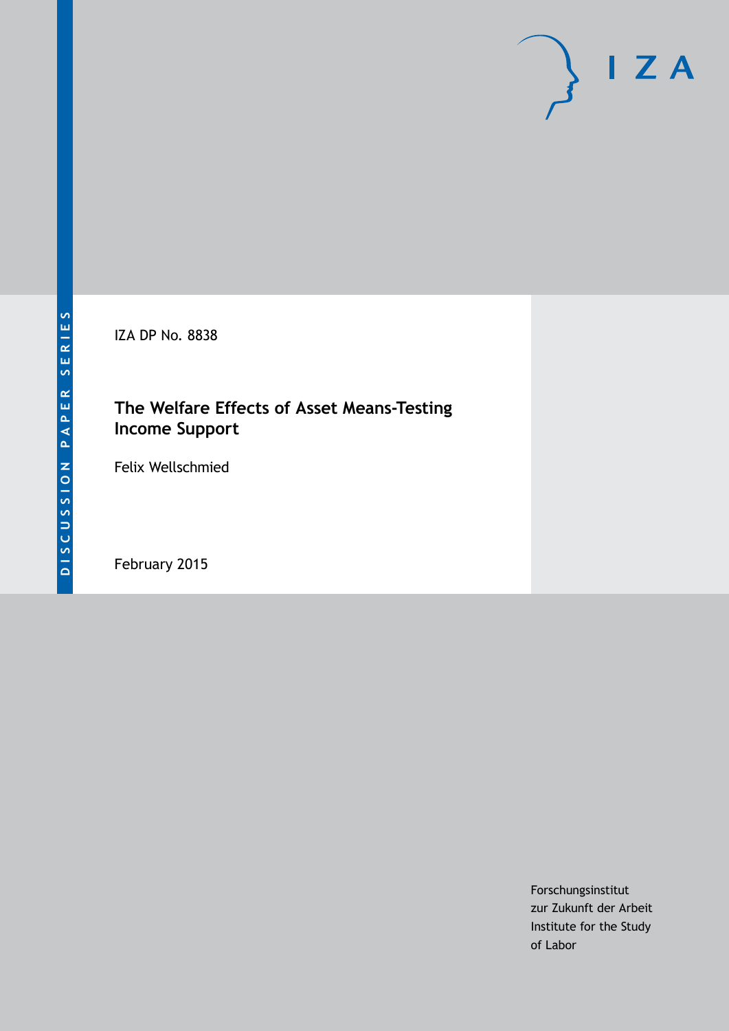DISCUSSION PAPER SERIES

IZA DP No. 8838

# The Welfare Effects of Asset Means-Testing Income Support

Felix Wellschmied

February 2015

Forschungsinstitut
zur Zukunft der Arbeit
Institute for the Study
of Labor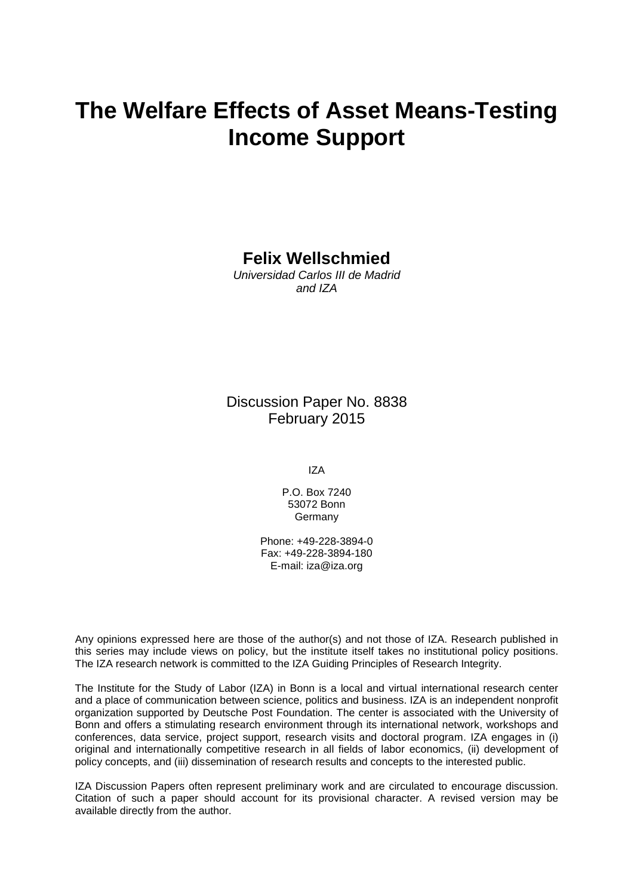# The Welfare Effects of Asset Means-Testing Income Support

**Felix Wellschmied**

*Universidad Carlos III de Madrid and IZA*

Discussion Paper No. 8838
February 2015

IZA

P.O. Box 7240
53072 Bonn
Germany

Phone: +49-228-3894-0
Fax: +49-228-3894-180
E-mail: iza@iza.org

Any opinions expressed here are those of the author(s) and not those of IZA. Research published in this series may include views on policy, but the institute itself takes no institutional policy positions. The IZA research network is committed to the IZA Guiding Principles of Research Integrity.

The Institute for the Study of Labor (IZA) in Bonn is a local and virtual international research center and a place of communication between science, politics and business. IZA is an independent nonprofit organization supported by Deutsche Post Foundation. The center is associated with the University of Bonn and offers a stimulating research environment through its international network, workshops and conferences, data service, project support, research visits and doctoral program. IZA engages in (i) original and internationally competitive research in all fields of labor economics, (ii) development of policy concepts, and (iii) dissemination of research results and concepts to the interested public.

IZA Discussion Papers often represent preliminary work and are circulated to encourage discussion. Citation of such a paper should account for its provisional character. A revised version may be available directly from the author.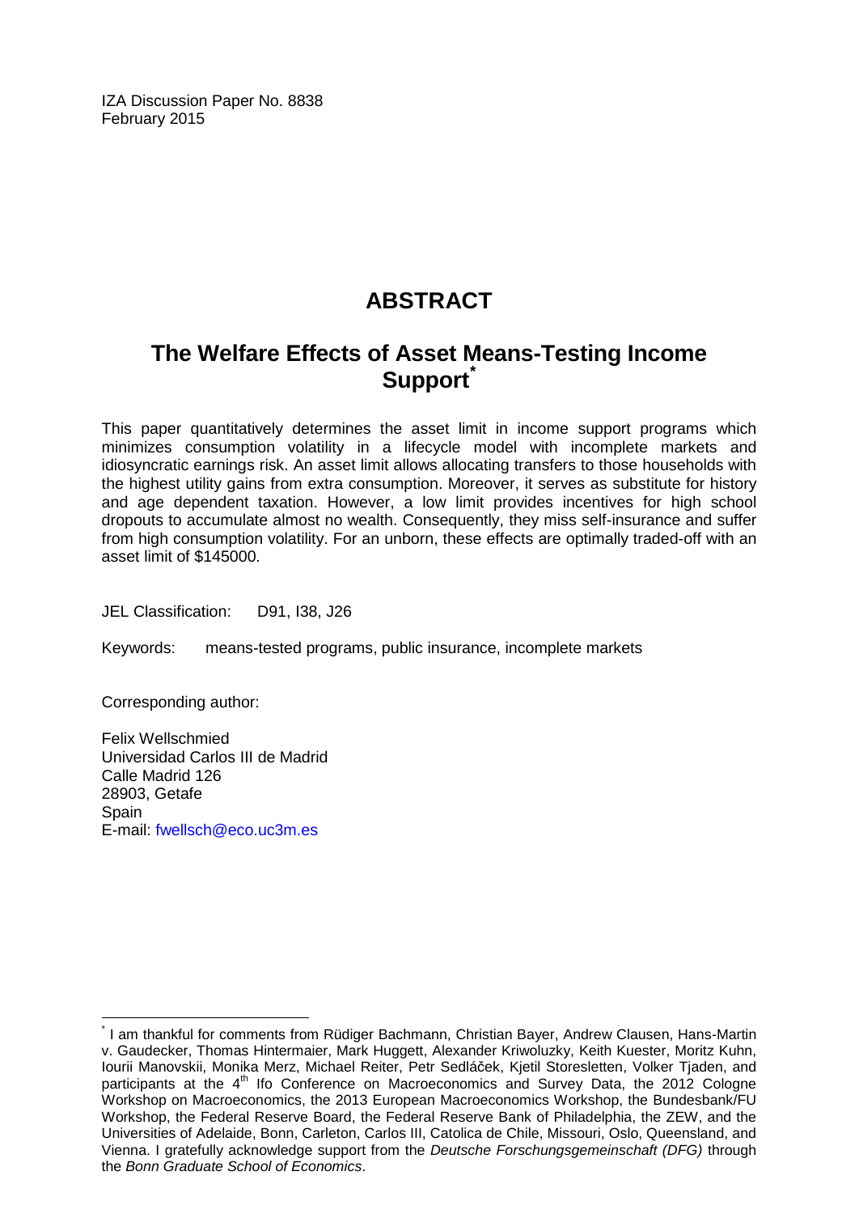IZA Discussion Paper No. 8838
February 2015

# ABSTRACT

## The Welfare Effects of Asset Means-Testing Income Support*

This paper quantitatively determines the asset limit in income support programs which minimizes consumption volatility in a lifecycle model with incomplete markets and idiosyncratic earnings risk. An asset limit allows allocating transfers to those households with the highest utility gains from extra consumption. Moreover, it serves as substitute for history and age dependent taxation. However, a low limit provides incentives for high school dropouts to accumulate almost no wealth. Consequently, they miss self-insurance and suffer from high consumption volatility. For an unborn, these effects are optimally traded-off with an asset limit of $145000.

JEL Classification: D91, I38, J26

Keywords: means-tested programs, public insurance, incomplete markets

Corresponding author:

Felix Wellschmied
Universidad Carlos III de Madrid
Calle Madrid 126
28903, Getafe
Spain
E-mail: fwellsch@eco.uc3m.es

---

* I am thankful for comments from Rüdiger Bachmann, Christian Bayer, Andrew Clausen, Hans-Martin v. Gaudecker, Thomas Hintermaier, Mark Huggett, Alexander Kriwoluzky, Keith Kuester, Moritz Kuhn, Iourii Manovskii, Monika Merz, Michael Reiter, Petr Sedláček, Kjetil Storesletten, Volker Tjaden, and participants at the 4th Ifo Conference on Macroeconomics and Survey Data, the 2012 Cologne Workshop on Macroeconomics, the 2013 European Macroeconomics Workshop, the Bundesbank/FU Workshop, the Federal Reserve Board, the Federal Reserve Bank of Philadelphia, the ZEW, and the Universities of Adelaide, Bonn, Carleton, Carlos III, Catolica de Chile, Missouri, Oslo, Queensland, and Vienna. I gratefully acknowledge support from the *Deutsche Forschungsgemeinschaft (DFG)* through the *Bonn Graduate School of Economics*.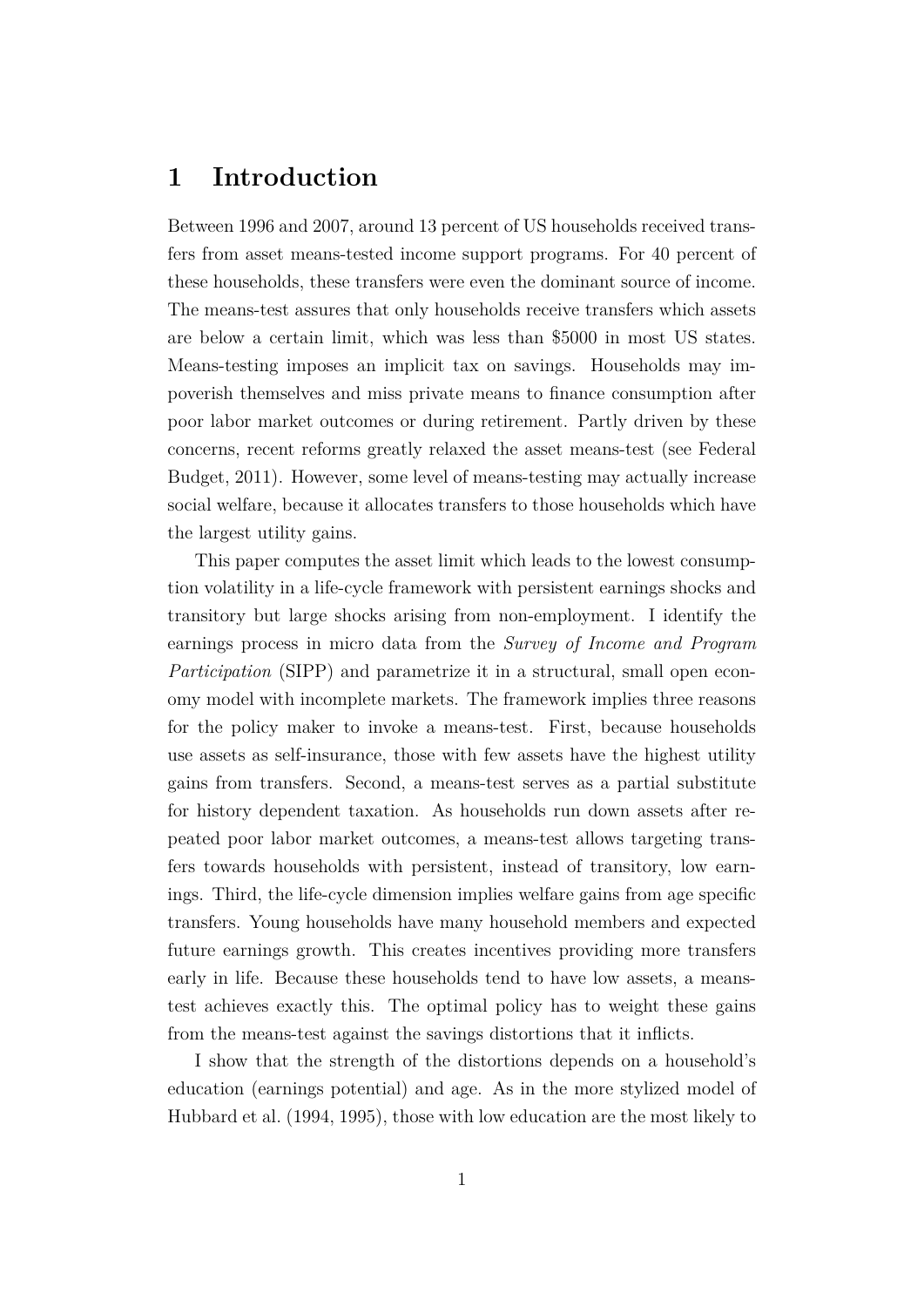# 1 Introduction

Between 1996 and 2007, around 13 percent of US households received transfers from asset means-tested income support programs. For 40 percent of these households, these transfers were even the dominant source of income. The means-test assures that only households receive transfers which assets are below a certain limit, which was less than \$5000 in most US states. Means-testing imposes an implicit tax on savings. Households may impoverish themselves and miss private means to finance consumption after poor labor market outcomes or during retirement. Partly driven by these concerns, recent reforms greatly relaxed the asset means-test (see Federal Budget, 2011). However, some level of means-testing may actually increase social welfare, because it allocates transfers to those households which have the largest utility gains.

This paper computes the asset limit which leads to the lowest consumption volatility in a life-cycle framework with persistent earnings shocks and transitory but large shocks arising from non-employment. I identify the earnings process in micro data from the *Survey of Income and Program Participation* (SIPP) and parametrize it in a structural, small open economy model with incomplete markets. The framework implies three reasons for the policy maker to invoke a means-test. First, because households use assets as self-insurance, those with few assets have the highest utility gains from transfers. Second, a means-test serves as a partial substitute for history dependent taxation. As households run down assets after repeated poor labor market outcomes, a means-test allows targeting transfers towards households with persistent, instead of transitory, low earnings. Third, the life-cycle dimension implies welfare gains from age specific transfers. Young households have many household members and expected future earnings growth. This creates incentives providing more transfers early in life. Because these households tend to have low assets, a means-test achieves exactly this. The optimal policy has to weight these gains from the means-test against the savings distortions that it inflicts.

I show that the strength of the distortions depends on a household's education (earnings potential) and age. As in the more stylized model of Hubbard et al. (1994, 1995), those with low education are the most likely to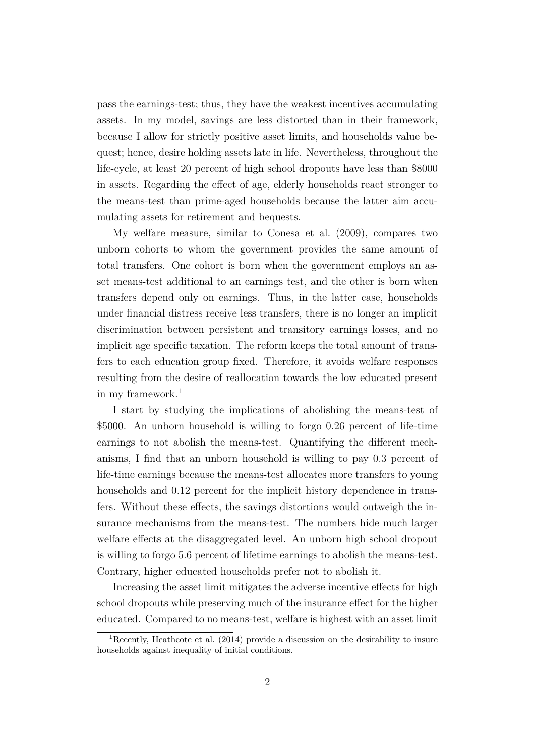pass the earnings-test; thus, they have the weakest incentives accumulating assets. In my model, savings are less distorted than in their framework, because I allow for strictly positive asset limits, and households value bequest; hence, desire holding assets late in life. Nevertheless, throughout the life-cycle, at least 20 percent of high school dropouts have less than $8000 in assets. Regarding the effect of age, elderly households react stronger to the means-test than prime-aged households because the latter aim accumulating assets for retirement and bequests.

My welfare measure, similar to Conesa et al. (2009), compares two unborn cohorts to whom the government provides the same amount of total transfers. One cohort is born when the government employs an asset means-test additional to an earnings test, and the other is born when transfers depend only on earnings. Thus, in the latter case, households under financial distress receive less transfers, there is no longer an implicit discrimination between persistent and transitory earnings losses, and no implicit age specific taxation. The reform keeps the total amount of transfers to each education group fixed. Therefore, it avoids welfare responses resulting from the desire of reallocation towards the low educated present in my framework.[1]

I start by studying the implications of abolishing the means-test of $5000. An unborn household is willing to forgo 0.26 percent of life-time earnings to not abolish the means-test. Quantifying the different mechanisms, I find that an unborn household is willing to pay 0.3 percent of life-time earnings because the means-test allocates more transfers to young households and 0.12 percent for the implicit history dependence in transfers. Without these effects, the savings distortions would outweigh the insurance mechanisms from the means-test. The numbers hide much larger welfare effects at the disaggregated level. An unborn high school dropout is willing to forgo 5.6 percent of lifetime earnings to abolish the means-test. Contrary, higher educated households prefer not to abolish it.

Increasing the asset limit mitigates the adverse incentive effects for high school dropouts while preserving much of the insurance effect for the higher educated. Compared to no means-test, welfare is highest with an asset limit

[1] Recently, Heathcote et al. (2014) provide a discussion on the desirability to insure households against inequality of initial conditions.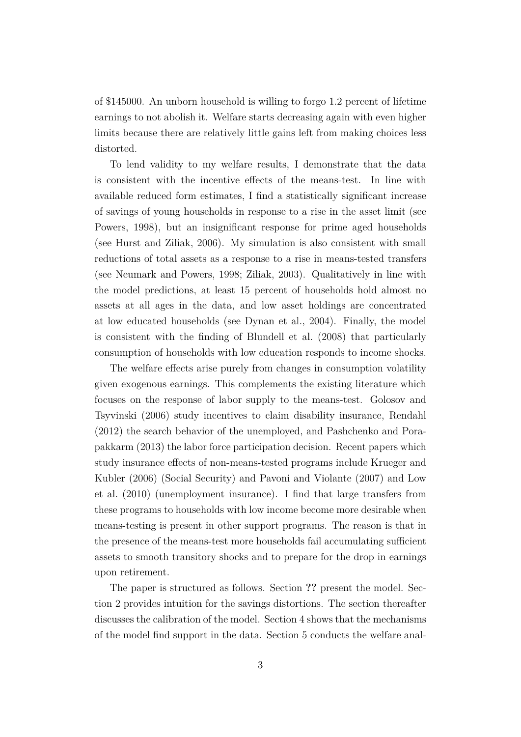of \$145000. An unborn household is willing to forgo 1.2 percent of lifetime earnings to not abolish it. Welfare starts decreasing again with even higher limits because there are relatively little gains left from making choices less distorted.

To lend validity to my welfare results, I demonstrate that the data is consistent with the incentive effects of the means-test. In line with available reduced form estimates, I find a statistically significant increase of savings of young households in response to a rise in the asset limit (see Powers, 1998), but an insignificant response for prime aged households (see Hurst and Ziliak, 2006). My simulation is also consistent with small reductions of total assets as a response to a rise in means-tested transfers (see Neumark and Powers, 1998; Ziliak, 2003). Qualitatively in line with the model predictions, at least 15 percent of households hold almost no assets at all ages in the data, and low asset holdings are concentrated at low educated households (see Dynan et al., 2004). Finally, the model is consistent with the finding of Blundell et al. (2008) that particularly consumption of households with low education responds to income shocks.

The welfare effects arise purely from changes in consumption volatility given exogenous earnings. This complements the existing literature which focuses on the response of labor supply to the means-test. Golosov and Tsyvinski (2006) study incentives to claim disability insurance, Rendahl (2012) the search behavior of the unemployed, and Pashchenko and Porapakkarm (2013) the labor force participation decision. Recent papers which study insurance effects of non-means-tested programs include Krueger and Kubler (2006) (Social Security) and Pavoni and Violante (2007) and Low et al. (2010) (unemployment insurance). I find that large transfers from these programs to households with low income become more desirable when means-testing is present in other support programs. The reason is that in the presence of the means-test more households fail accumulating sufficient assets to smooth transitory shocks and to prepare for the drop in earnings upon retirement.

The paper is structured as follows. Section **??** present the model. Section 2 provides intuition for the savings distortions. The section thereafter discusses the calibration of the model. Section 4 shows that the mechanisms of the model find support in the data. Section 5 conducts the welfare anal-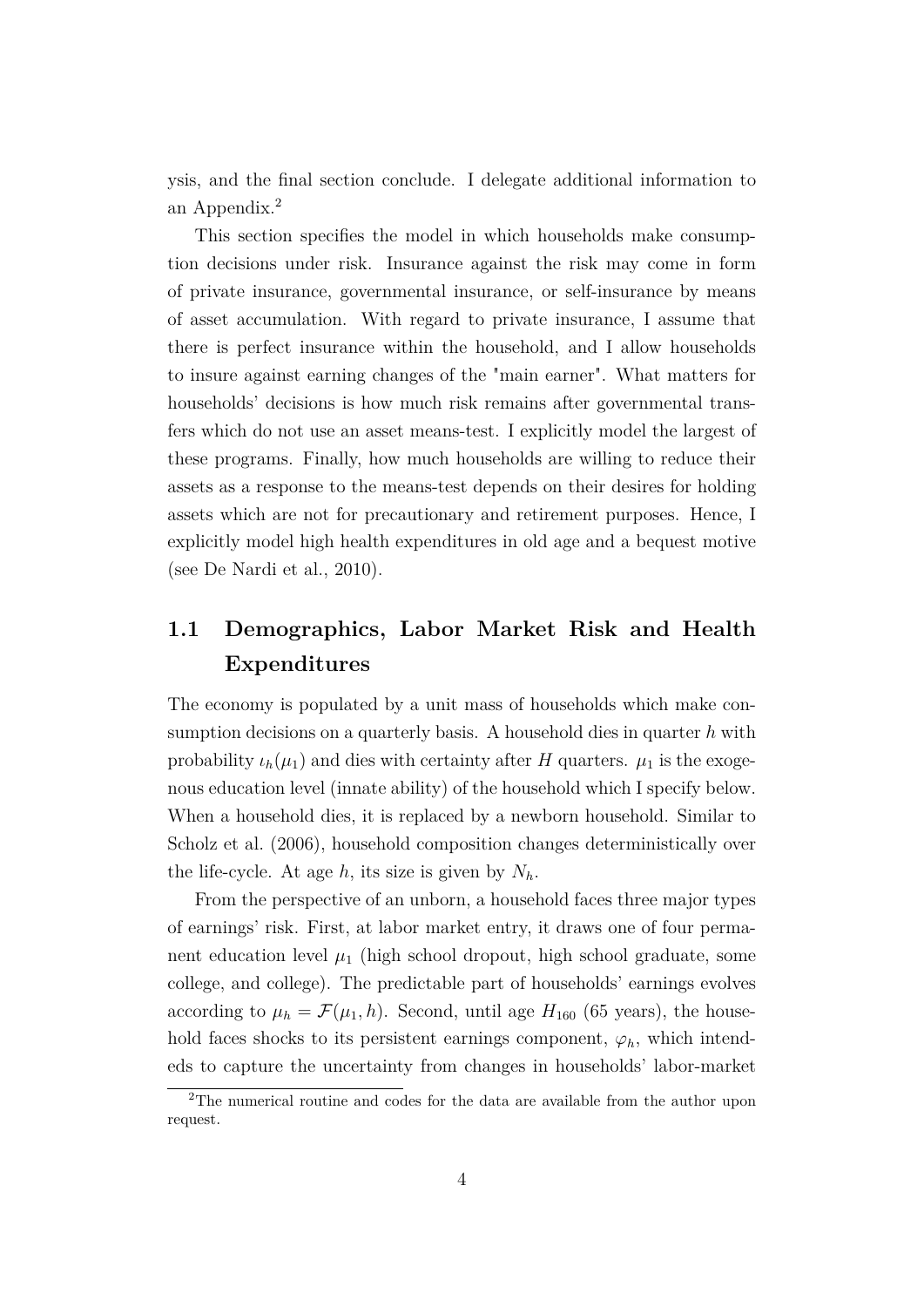ysis, and the final section conclude. I delegate additional information to an Appendix.[2]

This section specifies the model in which households make consumption decisions under risk. Insurance against the risk may come in form of private insurance, governmental insurance, or self-insurance by means of asset accumulation. With regard to private insurance, I assume that there is perfect insurance within the household, and I allow households to insure against earning changes of the "main earner". What matters for households' decisions is how much risk remains after governmental transfers which do not use an asset means-test. I explicitly model the largest of these programs. Finally, how much households are willing to reduce their assets as a response to the means-test depends on their desires for holding assets which are not for precautionary and retirement purposes. Hence, I explicitly model high health expenditures in old age and a bequest motive (see De Nardi et al., 2010).

## 1.1 Demographics, Labor Market Risk and Health Expenditures

The economy is populated by a unit mass of households which make consumption decisions on a quarterly basis. A household dies in quarter $h$ with probability $\iota_h(\mu_1)$ and dies with certainty after $H$ quarters. $\mu_1$ is the exogenous education level (innate ability) of the household which I specify below. When a household dies, it is replaced by a newborn household. Similar to Scholz et al. (2006), household composition changes deterministically over the life-cycle. At age $h$, its size is given by $N_h$.

From the perspective of an unborn, a household faces three major types of earnings' risk. First, at labor market entry, it draws one of four permanent education level $\mu_1$ (high school dropout, high school graduate, some college, and college). The predictable part of households' earnings evolves according to $\mu_h = \mathcal{F}(\mu_1, h)$. Second, until age $H_{160}$ (65 years), the household faces shocks to its persistent earnings component, $\varphi_h$, which intendeds to capture the uncertainty from changes in households' labor-market

[2]The numerical routine and codes for the data are available from the author upon request.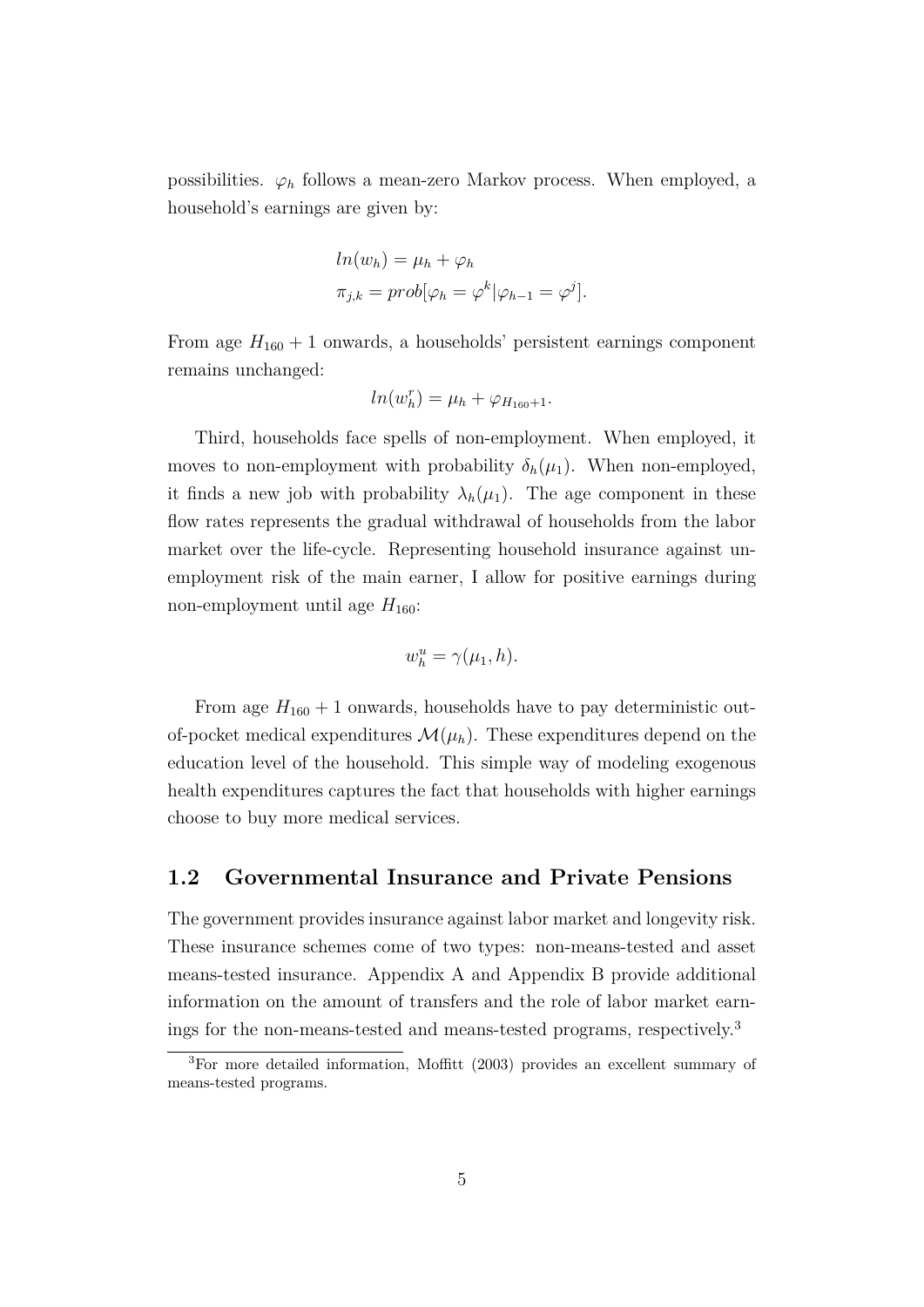possibilities. $\varphi_h$ follows a mean-zero Markov process. When employed, a household's earnings are given by:

$$
\begin{aligned}
ln(w_h) &= \mu_h + \varphi_h \\
\pi_{j,k} &= prob[\varphi_h = \varphi^k | \varphi_{h-1} = \varphi^j].
\end{aligned}
$$

From age $H_{160} + 1$ onwards, a households' persistent earnings component remains unchanged:

$$
ln(w_h^r) = \mu_h + \varphi_{H_{160}+1}.
$$

Third, households face spells of non-employment. When employed, it moves to non-employment with probability $\delta_h(\mu_1)$. When non-employed, it finds a new job with probability $\lambda_h(\mu_1)$. The age component in these flow rates represents the gradual withdrawal of households from the labor market over the life-cycle. Representing household insurance against unemployment risk of the main earner, I allow for positive earnings during non-employment until age $H_{160}$:

$$
w_h^u = \gamma(\mu_1, h).
$$

From age $H_{160} + 1$ onwards, households have to pay deterministic out-of-pocket medical expenditures $\mathcal{M}(\mu_h)$. These expenditures depend on the education level of the household. This simple way of modeling exogenous health expenditures captures the fact that households with higher earnings choose to buy more medical services.

## 1.2 Governmental Insurance and Private Pensions

The government provides insurance against labor market and longevity risk. These insurance schemes come of two types: non-means-tested and asset means-tested insurance. Appendix A and Appendix B provide additional information on the amount of transfers and the role of labor market earnings for the non-means-tested and means-tested programs, respectively.[3]

[3] For more detailed information, Moffitt (2003) provides an excellent summary of means-tested programs.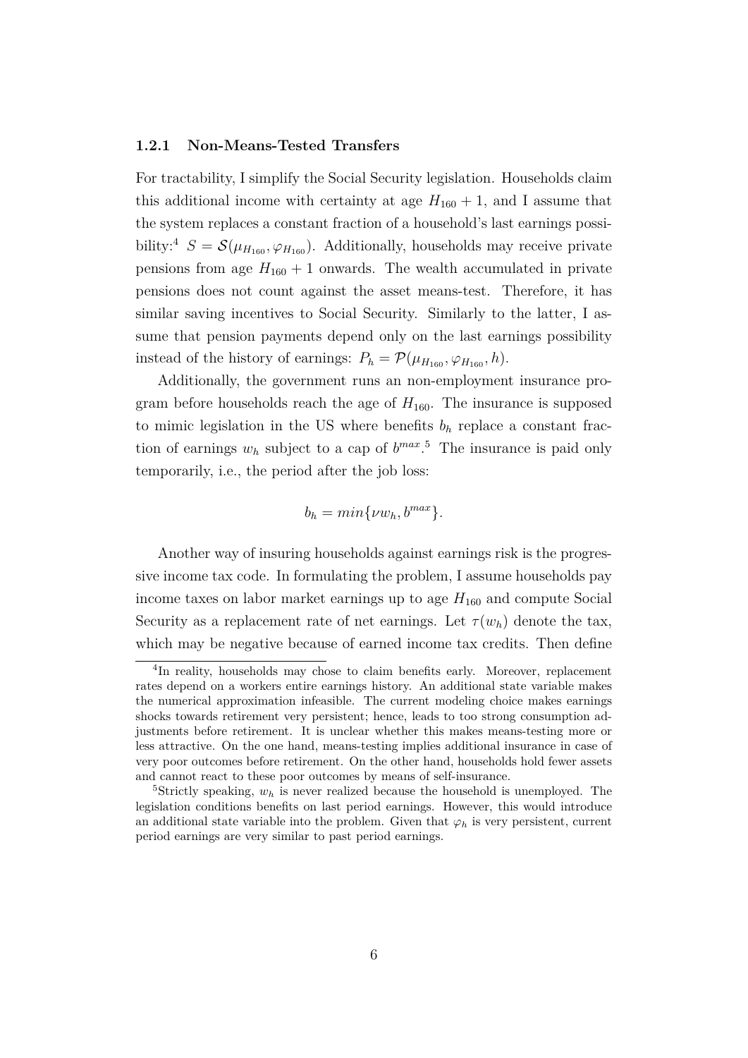### 1.2.1 Non-Means-Tested Transfers

For tractability, I simplify the Social Security legislation. Households claim this additional income with certainty at age $H_{160} + 1$, and I assume that the system replaces a constant fraction of a household's last earnings possibility:[4] $S = \mathcal{S}(\mu_{H_{160}}, \varphi_{H_{160}})$. Additionally, households may receive private pensions from age $H_{160} + 1$ onwards. The wealth accumulated in private pensions does not count against the asset means-test. Therefore, it has similar saving incentives to Social Security. Similarly to the latter, I assume that pension payments depend only on the last earnings possibility instead of the history of earnings: $P_h = \mathcal{P}(\mu_{H_{160}}, \varphi_{H_{160}}, h)$.

Additionally, the government runs an non-employment insurance program before households reach the age of $H_{160}$. The insurance is supposed to mimic legislation in the US where benefits $b_h$ replace a constant fraction of earnings $w_h$ subject to a cap of $b^{max}$.[5] The insurance is paid only temporarily, i.e., the period after the job loss:

$$b_h = min\{\nu w_h, b^{max}\}.$$

Another way of insuring households against earnings risk is the progressive income tax code. In formulating the problem, I assume households pay income taxes on labor market earnings up to age $H_{160}$ and compute Social Security as a replacement rate of net earnings. Let $\tau(w_h)$ denote the tax, which may be negative because of earned income tax credits. Then define

[4] In reality, households may chose to claim benefits early. Moreover, replacement rates depend on a workers entire earnings history. An additional state variable makes the numerical approximation infeasible. The current modeling choice makes earnings shocks towards retirement very persistent; hence, leads to too strong consumption adjustments before retirement. It is unclear whether this makes means-testing more or less attractive. On the one hand, means-testing implies additional insurance in case of very poor outcomes before retirement. On the other hand, households hold fewer assets and cannot react to these poor outcomes by means of self-insurance.

[5] Strictly speaking, $w_h$ is never realized because the household is unemployed. The legislation conditions benefits on last period earnings. However, this would introduce an additional state variable into the problem. Given that $\varphi_h$ is very persistent, current period earnings are very similar to past period earnings.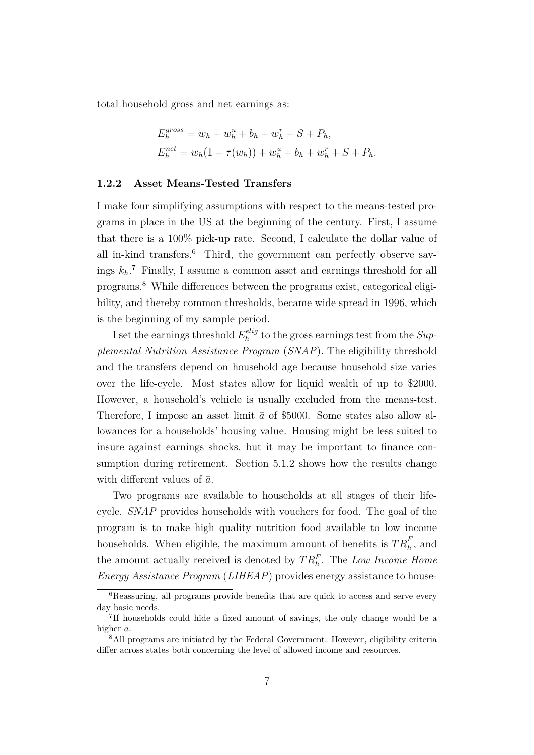total household gross and net earnings as:

$$
\begin{aligned}
E_h^{gross} &= w_h + w_h^u + b_h + w_h^r + S + P_h, \\
E_h^{net} &= w_h(1 - \tau(w_h)) + w_h^u + b_h + w_h^r + S + P_h.
\end{aligned}
$$

### 1.2.2 Asset Means-Tested Transfers

I make four simplifying assumptions with respect to the means-tested programs in place in the US at the beginning of the century. First, I assume that there is a 100% pick-up rate. Second, I calculate the dollar value of all in-kind transfers.[6] Third, the government can perfectly observe savings $k_h$.[7] Finally, I assume a common asset and earnings threshold for all programs.[8] While differences between the programs exist, categorical eligibility, and thereby common thresholds, became wide spread in 1996, which is the beginning of my sample period.

I set the earnings threshold $E_h^{elig}$ to the gross earnings test from the *Supplemental Nutrition Assistance Program* (*SNAP*). The eligibility threshold and the transfers depend on household age because household size varies over the life-cycle. Most states allow for liquid wealth of up to \$2000. However, a household's vehicle is usually excluded from the means-test. Therefore, I impose an asset limit $\bar{a}$ of \$5000. Some states also allow allowances for a households' housing value. Housing might be less suited to insure against earnings shocks, but it may be important to finance consumption during retirement. Section 5.1.2 shows how the results change with different values of $\bar{a}$.

Two programs are available to households at all stages of their life-cycle. *SNAP* provides households with vouchers for food. The goal of the program is to make high quality nutrition food available to low income households. When eligible, the maximum amount of benefits is $\overline{TR}_h^F$, and the amount actually received is denoted by $TR_h^F$. The *Low Income Home Energy Assistance Program* (*LIHEAP*) provides energy assistance to house-

[6] Reassuring, all programs provide benefits that are quick to access and serve every day basic needs.

[7] If households could hide a fixed amount of savings, the only change would be a higher $\bar{a}$.

[8] All programs are initiated by the Federal Government. However, eligibility criteria differ across states both concerning the level of allowed income and resources.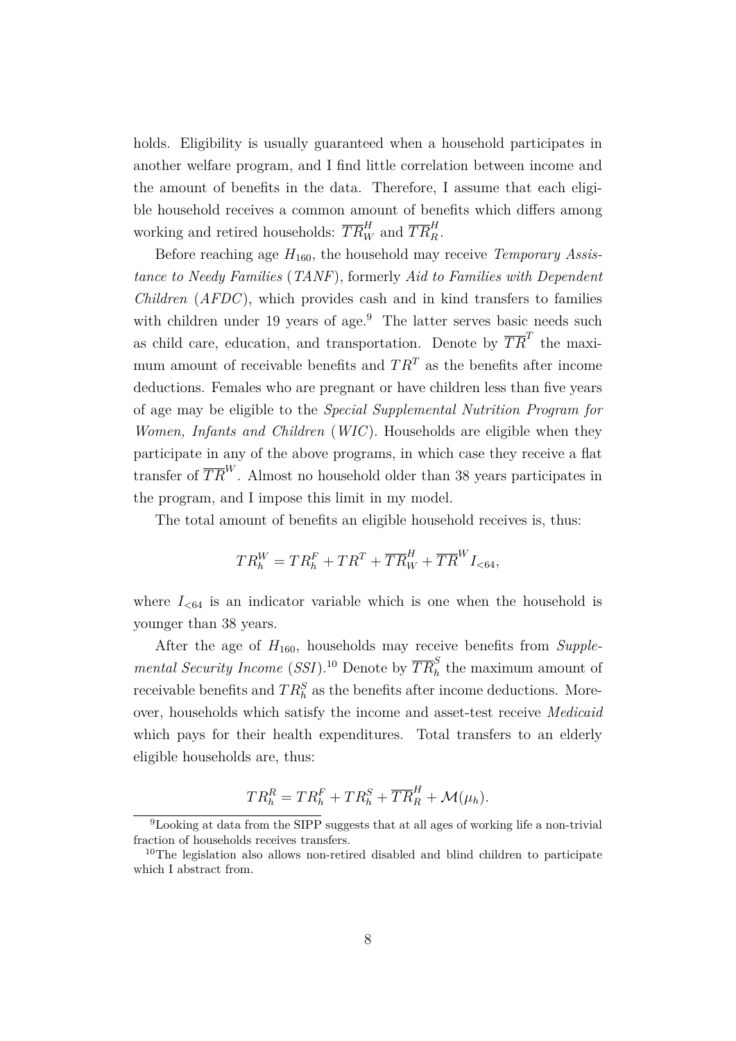holds. Eligibility is usually guaranteed when a household participates in another welfare program, and I find little correlation between income and the amount of benefits in the data. Therefore, I assume that each eligible household receives a common amount of benefits which differs among working and retired households: $\overline{TR}_W^H$ and $\overline{TR}_R^H$.

Before reaching age $H_{160}$, the household may receive *Temporary Assistance to Needy Families* (*TANF*), formerly *Aid to Families with Dependent Children* (*AFDC*), which provides cash and in kind transfers to families with children under 19 years of age.[9] The latter serves basic needs such as child care, education, and transportation. Denote by $\overline{TR}^T$ the maximum amount of receivable benefits and $TR^T$ as the benefits after income deductions. Females who are pregnant or have children less than five years of age may be eligible to the *Special Supplemental Nutrition Program for Women, Infants and Children* (*WIC*). Households are eligible when they participate in any of the above programs, in which case they receive a flat transfer of $\overline{TR}^W$. Almost no household older than 38 years participates in the program, and I impose this limit in my model.

The total amount of benefits an eligible household receives is, thus:

$$TR_h^W = TR_h^F + TR^T + \overline{TR}_W^H + \overline{TR}^W I_{<64},$$

where $I_{<64}$ is an indicator variable which is one when the household is younger than 38 years.

After the age of $H_{160}$, households may receive benefits from *Supplemental Security Income* (*SSI*).[10] Denote by $\overline{TR}_h^S$ the maximum amount of receivable benefits and $TR_h^S$ as the benefits after income deductions. Moreover, households which satisfy the income and asset-test receive *Medicaid* which pays for their health expenditures. Total transfers to an elderly eligible households are, thus:

$$TR_h^R = TR_h^F + TR_h^S + \overline{TR}_R^H + \mathcal{M}(\mu_h).$$

[9] Looking at data from the SIPP suggests that at all ages of working life a non-trivial fraction of households receives transfers.

[10] The legislation also allows non-retired disabled and blind children to participate which I abstract from.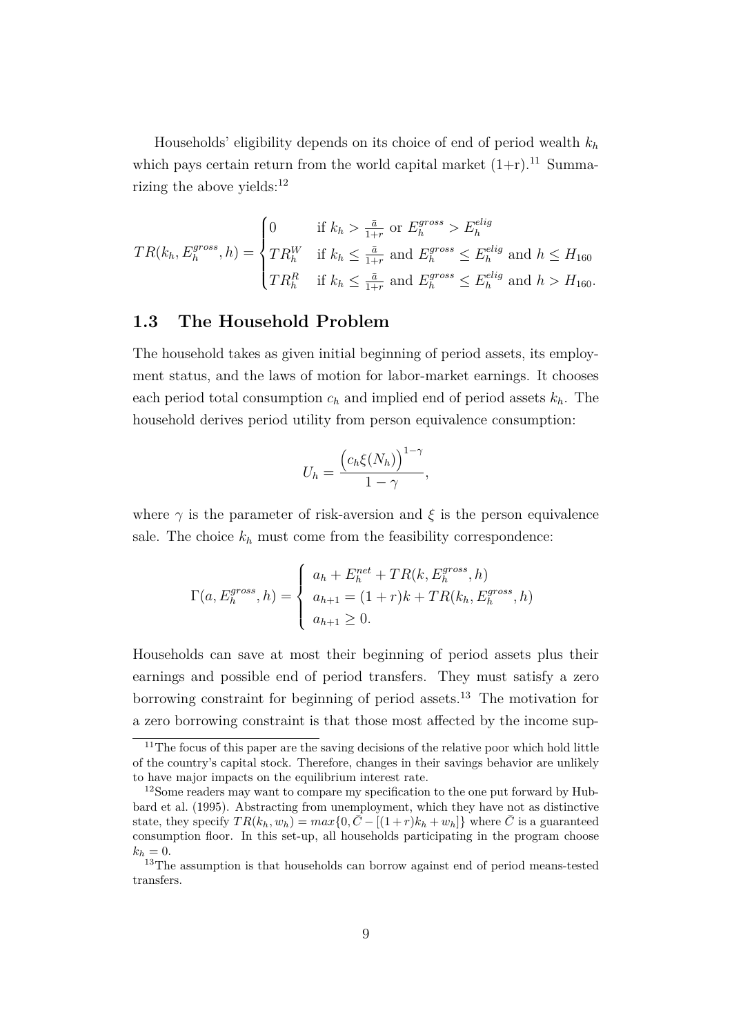Households' eligibility depends on its choice of end of period wealth $k_h$ which pays certain return from the world capital market (1+r).[11] Summarizing the above yields:[12]

$$TR(k_h, E_h^{gross}, h) = \begin{cases} 0 & \text{if } k_h > \frac{\bar{a}}{1+r} \text{ or } E_h^{gross} > E_h^{elig} \\ TR_h^W & \text{if } k_h \leq \frac{\bar{a}}{1+r} \text{ and } E_h^{gross} \leq E_h^{elig} \text{ and } h \leq H_{160} \\ TR_h^R & \text{if } k_h \leq \frac{\bar{a}}{1+r} \text{ and } E_h^{gross} \leq E_h^{elig} \text{ and } h > H_{160}. \end{cases}$$

## 1.3 The Household Problem

The household takes as given initial beginning of period assets, its employment status, and the laws of motion for labor-market earnings. It chooses each period total consumption $c_h$ and implied end of period assets $k_h$. The household derives period utility from person equivalence consumption:

$$U_h = \frac{\left(c_h \xi(N_h)\right)^{1-\gamma}}{1-\gamma},$$

where $\gamma$ is the parameter of risk-aversion and $\xi$ is the person equivalence sale. The choice $k_h$ must come from the feasibility correspondence:

$$\Gamma(a, E_h^{gross}, h) = \begin{cases} a_h + E_h^{net} + TR(k, E_h^{gross}, h) \\ a_{h+1} = (1+r)k + TR(k_h, E_h^{gross}, h) \\ a_{h+1} \geq 0. \end{cases}$$

Households can save at most their beginning of period assets plus their earnings and possible end of period transfers. They must satisfy a zero borrowing constraint for beginning of period assets.[13] The motivation for a zero borrowing constraint is that those most affected by the income sup-

[11] The focus of this paper are the saving decisions of the relative poor which hold little of the country's capital stock. Therefore, changes in their savings behavior are unlikely to have major impacts on the equilibrium interest rate.

[12] Some readers may want to compare my specification to the one put forward by Hubbard et al. (1995). Abstracting from unemployment, which they have not as distinctive state, they specify $TR(k_h, w_h) = max\{0, \bar{C} - [(1+r)k_h + w_h]\}$ where $\bar{C}$ is a guaranteed consumption floor. In this set-up, all households participating in the program choose $k_h = 0$.

[13] The assumption is that households can borrow against end of period means-tested transfers.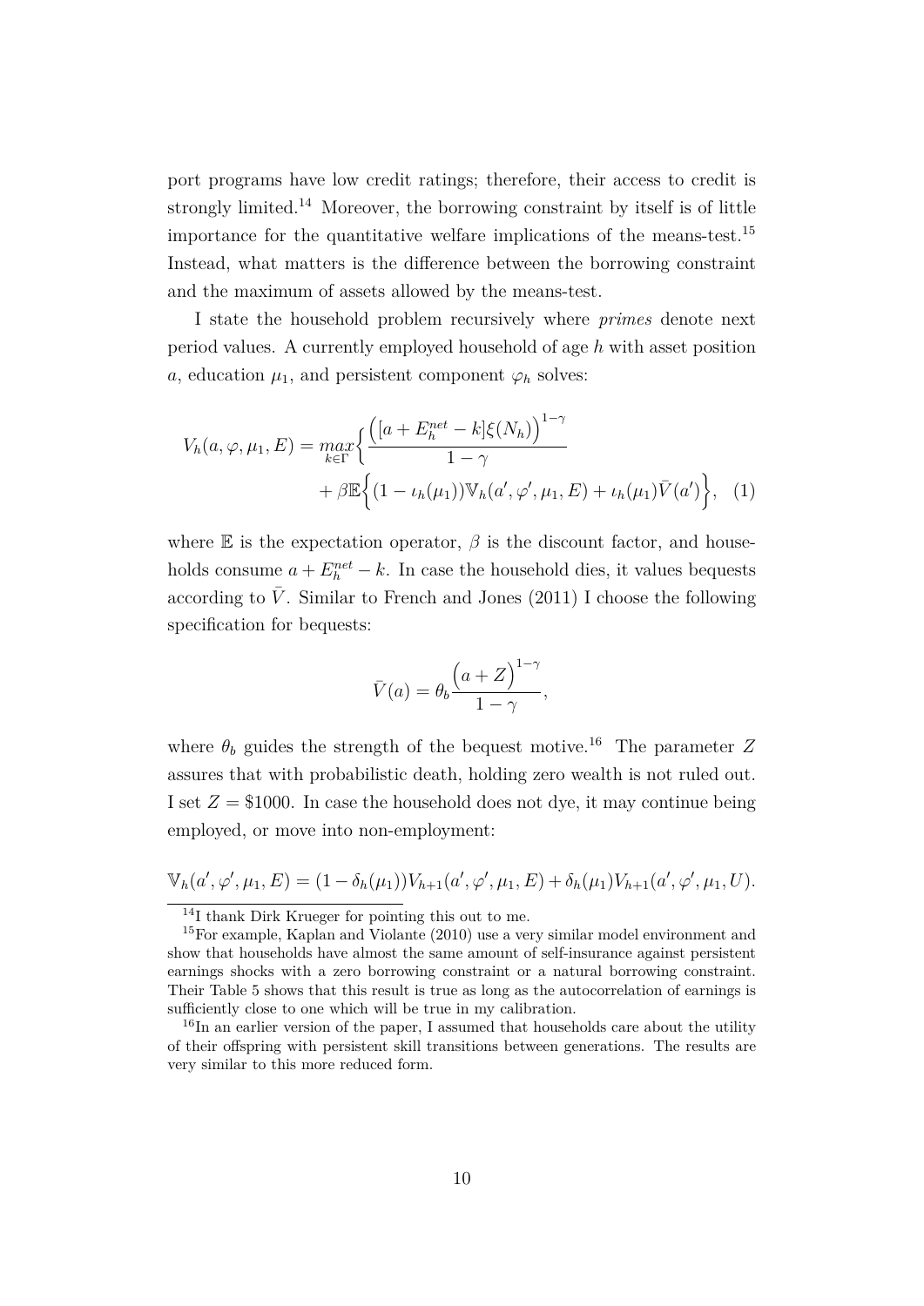port programs have low credit ratings; therefore, their access to credit is strongly limited.[14] Moreover, the borrowing constraint by itself is of little importance for the quantitative welfare implications of the means-test.[15] Instead, what matters is the difference between the borrowing constraint and the maximum of assets allowed by the means-test.

I state the household problem recursively where *primes* denote next period values. A currently employed household of age $h$ with asset position $a$, education $\mu_1$, and persistent component $\varphi_h$ solves:

$$V_h(a, \varphi, \mu_1, E) = \max_{k \in \Gamma} \Big\{ \frac{\Big([a + E_h^{net} - k]\xi(N_h)\Big)^{1-\gamma}}{1-\gamma} + \beta \mathbb{E} \Big\{ (1 - \iota_h(\mu_1)) \mathbb{V}_h(a', \varphi', \mu_1, E) + \iota_h(\mu_1) \bar{V}(a') \Big\}, \quad (1)$$

where $\mathbb{E}$ is the expectation operator, $\beta$ is the discount factor, and households consume $a + E_h^{net} - k$. In case the household dies, it values bequests according to $\bar{V}$. Similar to French and Jones (2011) I choose the following specification for bequests:

$$\bar{V}(a) = \theta_b \frac{\Big(a + Z\Big)^{1-\gamma}}{1-\gamma},$$

where $\theta_b$ guides the strength of the bequest motive.[16] The parameter $Z$ assures that with probabilistic death, holding zero wealth is not ruled out. I set $Z = \$1000$. In case the household does not dye, it may continue being employed, or move into non-employment:

$$\mathbb{V}_h(a', \varphi', \mu_1, E) = (1 - \delta_h(\mu_1)) V_{h+1}(a', \varphi', \mu_1, E) + \delta_h(\mu_1) V_{h+1}(a', \varphi', \mu_1, U).$$

[14] I thank Dirk Krueger for pointing this out to me.

[15] For example, Kaplan and Violante (2010) use a very similar model environment and show that households have almost the same amount of self-insurance against persistent earnings shocks with a zero borrowing constraint or a natural borrowing constraint. Their Table 5 shows that this result is true as long as the autocorrelation of earnings is sufficiently close to one which will be true in my calibration.

[16] In an earlier version of the paper, I assumed that households care about the utility of their offspring with persistent skill transitions between generations. The results are very similar to this more reduced form.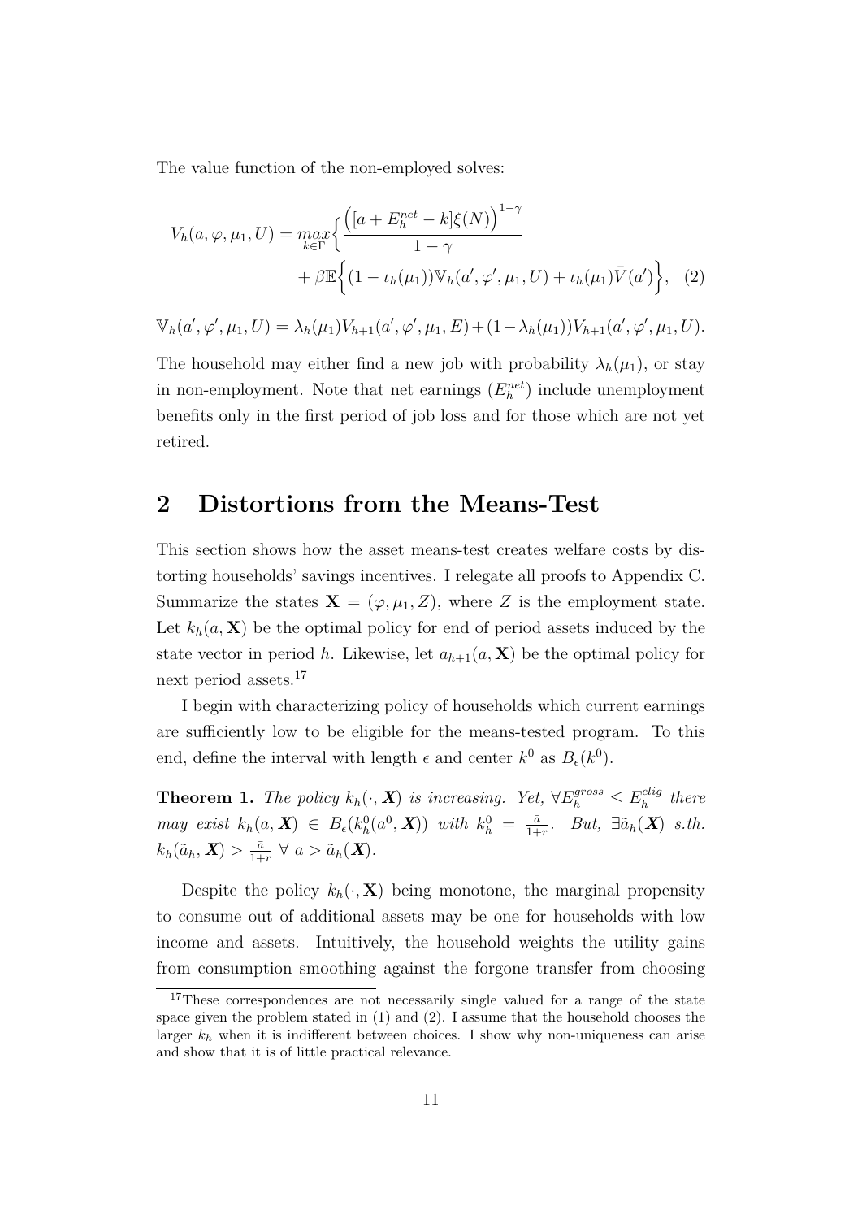The value function of the non-employed solves:

$$V_h(a, \varphi, \mu_1, U) = \max_{k \in \Gamma} \Big\{ \frac{\Big([a + E_h^{net} - k]\xi(N)\Big)^{1-\gamma}}{1-\gamma} + \beta \mathbb{E} \Big\{ (1 - \iota_h(\mu_1)) \mathbb{V}_h(a', \varphi', \mu_1, U) + \iota_h(\mu_1) \bar{V}(a') \Big\}, \quad (2)$$

$$\mathbb{V}_h(a', \varphi', \mu_1, U) = \lambda_h(\mu_1) V_{h+1}(a', \varphi', \mu_1, E) + (1 - \lambda_h(\mu_1)) V_{h+1}(a', \varphi', \mu_1, U).$$

The household may either find a new job with probability $\lambda_h(\mu_1)$, or stay in non-employment. Note that net earnings ($E_h^{net}$) include unemployment benefits only in the first period of job loss and for those which are not yet retired.

## 2 Distortions from the Means-Test

This section shows how the asset means-test creates welfare costs by distorting households' savings incentives. I relegate all proofs to Appendix C. Summarize the states $\mathbf{X} = (\varphi, \mu_1, Z)$, where $Z$ is the employment state. Let $k_h(a, \mathbf{X})$ be the optimal policy for end of period assets induced by the state vector in period $h$. Likewise, let $a_{h+1}(a, \mathbf{X})$ be the optimal policy for next period assets.[17]

I begin with characterizing policy of households which current earnings are sufficiently low to be eligible for the means-tested program. To this end, define the interval with length $\epsilon$ and center $k^0$ as $B_\epsilon(k^0)$.

**Theorem 1.** *The policy $k_h(\cdot, \boldsymbol{X})$ is increasing. Yet, $\forall E_h^{gross} \leq E_h^{elig}$ there may exist $k_h(a, \boldsymbol{X}) \in B_\epsilon(k_h^0(a^0, \boldsymbol{X}))$ with $k_h^0 = \frac{\bar{a}}{1+r}$. But, $\exists \tilde{a}_h(\boldsymbol{X})$ s.th. $k_h(\tilde{a}_h, \boldsymbol{X}) > \frac{\bar{a}}{1+r}$ $\forall$ $a > \tilde{a}_h(\boldsymbol{X})$.*

Despite the policy $k_h(\cdot, \mathbf{X})$ being monotone, the marginal propensity to consume out of additional assets may be one for households with low income and assets. Intuitively, the household weights the utility gains from consumption smoothing against the forgone transfer from choosing

[17] These correspondences are not necessarily single valued for a range of the state space given the problem stated in (1) and (2). I assume that the household chooses the larger $k_h$ when it is indifferent between choices. I show why non-uniqueness can arise and show that it is of little practical relevance.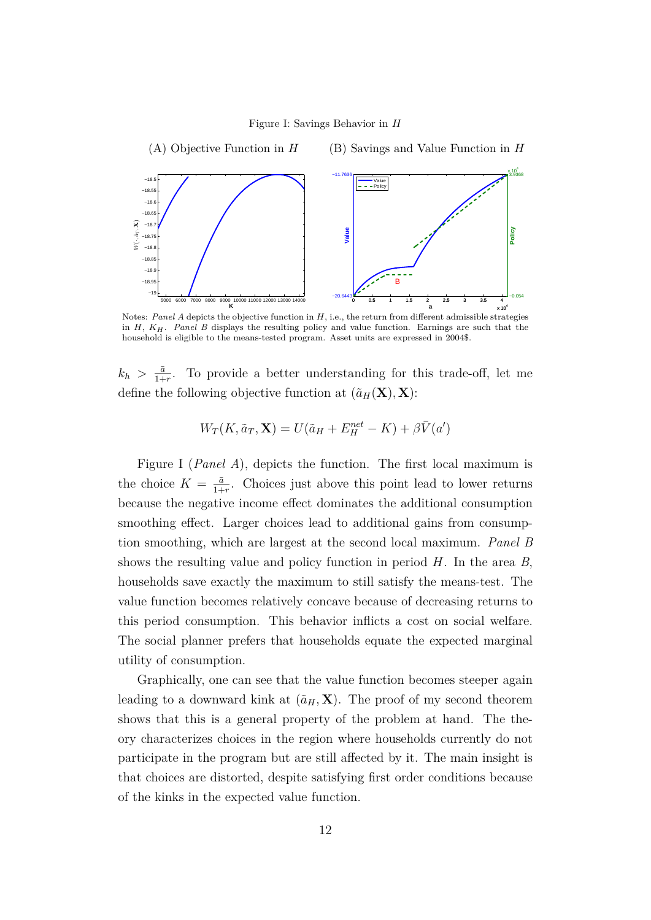Figure I: Savings Behavior in $H$

(A) Objective Function in $H$ (B) Savings and Value Function in $H$

Notes: *Panel A* depicts the objective function in $H$, i.e., the return from different admissible strategies in $H$, $K_H$. *Panel B* displays the resulting policy and value function. Earnings are such that the household is eligible to the means-tested program. Asset units are expressed in 2004$.

$k_h > \frac{\bar{a}}{1+r}$. To provide a better understanding for this trade-off, let me define the following objective function at $(\tilde{a}_H(\mathbf{X}), \mathbf{X})$:

$$W_T(K, \tilde{a}_T, \mathbf{X}) = U(\tilde{a}_H + E_H^{net} - K) + \beta \bar{V}(a')$$

Figure I (*Panel A*), depicts the function. The first local maximum is the choice $K = \frac{\bar{a}}{1+r}$. Choices just above this point lead to lower returns because the negative income effect dominates the additional consumption smoothing effect. Larger choices lead to additional gains from consumption smoothing, which are largest at the second local maximum. *Panel B* shows the resulting value and policy function in period $H$. In the area $B$, households save exactly the maximum to still satisfy the means-test. The value function becomes relatively concave because of decreasing returns to this period consumption. This behavior inflicts a cost on social welfare. The social planner prefers that households equate the expected marginal utility of consumption.

Graphically, one can see that the value function becomes steeper again leading to a downward kink at $(\tilde{a}_H, \mathbf{X})$. The proof of my second theorem shows that this is a general property of the problem at hand. The theory characterizes choices in the region where households currently do not participate in the program but are still affected by it. The main insight is that choices are distorted, despite satisfying first order conditions because of the kinks in the expected value function.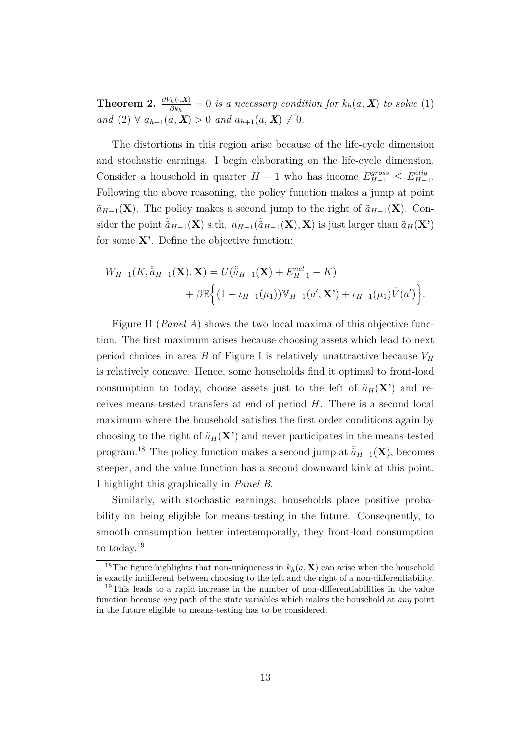**Theorem 2.** $\frac{\partial V_h(\cdot,\boldsymbol{X})}{\partial k_h} = 0$ *is a necessary condition for* $k_h(a, \boldsymbol{X})$ *to solve* (1) *and* (2) $\forall$ $a_{h+1}(a, \boldsymbol{X}) > 0$ *and* $a_{h+1}(a, \boldsymbol{X}) \neq 0$.

The distortions in this region arise because of the life-cycle dimension and stochastic earnings. I begin elaborating on the life-cycle dimension. Consider a household in quarter $H-1$ who has income $E^{gross}_{H-1} \leq E^{elig}_{H-1}$. Following the above reasoning, the policy function makes a jump at point $\tilde{a}_{H-1}(\mathbf{X})$. The policy makes a second jump to the right of $\tilde{a}_{H-1}(\mathbf{X})$. Consider the point $\tilde{\tilde{a}}_{H-1}(\mathbf{X})$ s.th. $a_{H-1}(\tilde{\tilde{a}}_{H-1}(\mathbf{X}), \mathbf{X})$ is just larger than $\tilde{a}_H(\mathbf{X'})$ for some $\mathbf{X'}$. Define the objective function:

$$
\begin{aligned}
W_{H-1}(K, \tilde{\tilde{a}}_{H-1}(\mathbf{X}), \mathbf{X}) = U(\tilde{\tilde{a}}_{H-1}(\mathbf{X}) + E^{net}_{H-1} - K) \\
+ \beta \mathbb{E}\Big\{(1 - \iota_{H-1}(\mu_1))\mathbb{V}_{H-1}(a', \mathbf{X'}) + \iota_{H-1}(\mu_1)\bar{V}(a')\Big\}.
\end{aligned}
$$

Figure II (*Panel A*) shows the two local maxima of this objective function. The first maximum arises because choosing assets which lead to next period choices in area $B$ of Figure I is relatively unattractive because $V_H$ is relatively concave. Hence, some households find it optimal to front-load consumption to today, choose assets just to the left of $\tilde{a}_H(\mathbf{X'})$ and receives means-tested transfers at end of period $H$. There is a second local maximum where the household satisfies the first order conditions again by choosing to the right of $\tilde{a}_H(\mathbf{X'})$ and never participates in the means-tested program.[18] The policy function makes a second jump at $\tilde{\tilde{a}}_{H-1}(\mathbf{X})$, becomes steeper, and the value function has a second downward kink at this point. I highlight this graphically in *Panel B*.

Similarly, with stochastic earnings, households place positive probability on being eligible for means-testing in the future. Consequently, to smooth consumption better intertemporally, they front-load consumption to today.[19]

[18] The figure highlights that non-uniqueness in $k_h(a, \mathbf{X})$ can arise when the household is exactly indifferent between choosing to the left and the right of a non-differentiability.

[19] This leads to a rapid increase in the number of non-differentiabilities in the value function because *any* path of the state variables which makes the household at *any* point in the future eligible to means-testing has to be considered.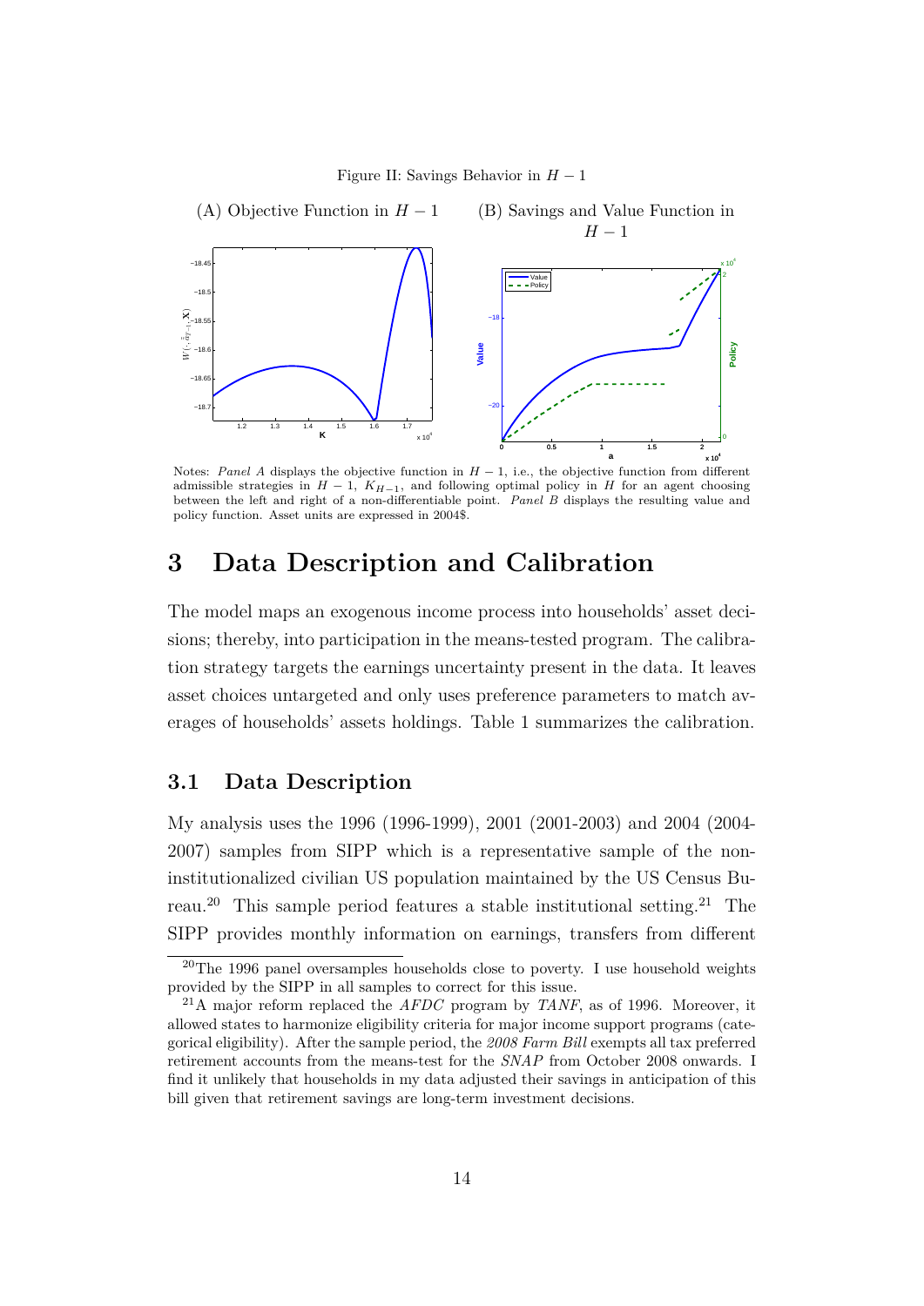Figure II: Savings Behavior in $H-1$

(A) Objective Function in $H-1$ (B) Savings and Value Function in $H-1$

Notes: *Panel A* displays the objective function in $H-1$, i.e., the objective function from different admissible strategies in $H-1$, $K_{H-1}$, and following optimal policy in $H$ for an agent choosing between the left and right of a non-differentiable point. *Panel B* displays the resulting value and policy function. Asset units are expressed in 2004$.

# 3 Data Description and Calibration

The model maps an exogenous income process into households' asset decisions; thereby, into participation in the means-tested program. The calibration strategy targets the earnings uncertainty present in the data. It leaves asset choices untargeted and only uses preference parameters to match averages of households' assets holdings. Table 1 summarizes the calibration.

## 3.1 Data Description

My analysis uses the 1996 (1996-1999), 2001 (2001-2003) and 2004 (2004-2007) samples from SIPP which is a representative sample of the non-institutionalized civilian US population maintained by the US Census Bureau.[20] This sample period features a stable institutional setting.[21] The SIPP provides monthly information on earnings, transfers from different

[20] The 1996 panel oversamples households close to poverty. I use household weights provided by the SIPP in all samples to correct for this issue.

[21] A major reform replaced the *AFDC* program by *TANF*, as of 1996. Moreover, it allowed states to harmonize eligibility criteria for major income support programs (categorical eligibility). After the sample period, the *2008 Farm Bill* exempts all tax preferred retirement accounts from the means-test for the *SNAP* from October 2008 onwards. I find it unlikely that households in my data adjusted their savings in anticipation of this bill given that retirement savings are long-term investment decisions.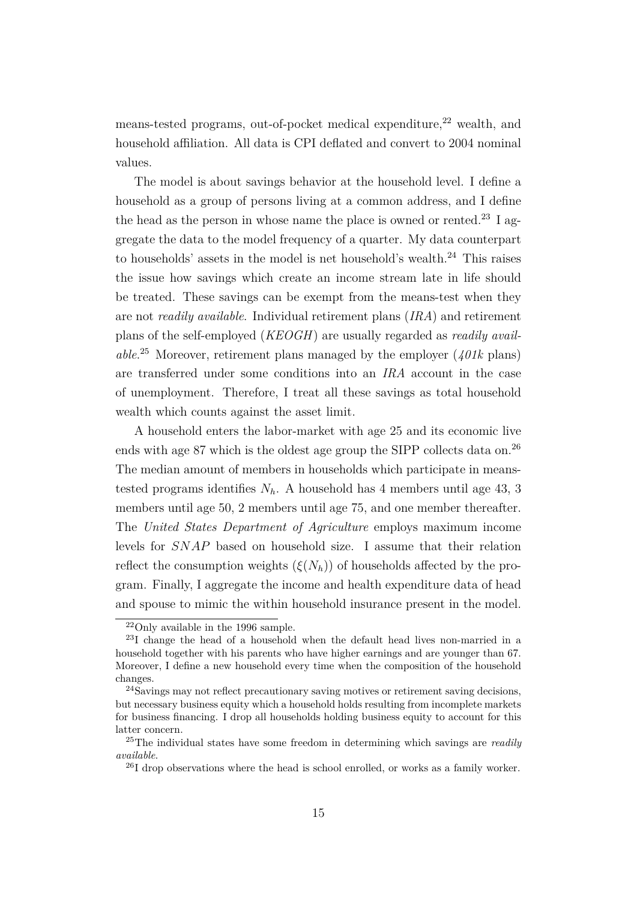means-tested programs, out-of-pocket medical expenditure,[22] wealth, and household affiliation. All data is CPI deflated and convert to 2004 nominal values.

The model is about savings behavior at the household level. I define a household as a group of persons living at a common address, and I define the head as the person in whose name the place is owned or rented.[23] I aggregate the data to the model frequency of a quarter. My data counterpart to households' assets in the model is net household's wealth.[24] This raises the issue how savings which create an income stream late in life should be treated. These savings can be exempt from the means-test when they are not *readily available*. Individual retirement plans (*IRA*) and retirement plans of the self-employed (*KEOGH*) are usually regarded as *readily available*.[25] Moreover, retirement plans managed by the employer (*401k* plans) are transferred under some conditions into an *IRA* account in the case of unemployment. Therefore, I treat all these savings as total household wealth which counts against the asset limit.

A household enters the labor-market with age 25 and its economic live ends with age 87 which is the oldest age group the SIPP collects data on.[26] The median amount of members in households which participate in means-tested programs identifies $N_h$. A household has 4 members until age 43, 3 members until age 50, 2 members until age 75, and one member thereafter. The *United States Department of Agriculture* employs maximum income levels for *SNAP* based on household size. I assume that their relation reflect the consumption weights ($\xi(N_h)$) of households affected by the program. Finally, I aggregate the income and health expenditure data of head and spouse to mimic the within household insurance present in the model.

[22] Only available in the 1996 sample.

[23] I change the head of a household when the default head lives non-married in a household together with his parents who have higher earnings and are younger than 67. Moreover, I define a new household every time when the composition of the household changes.

[24] Savings may not reflect precautionary saving motives or retirement saving decisions, but necessary business equity which a household holds resulting from incomplete markets for business financing. I drop all households holding business equity to account for this latter concern.

[25] The individual states have some freedom in determining which savings are *readily available*.

[26] I drop observations where the head is school enrolled, or works as a family worker.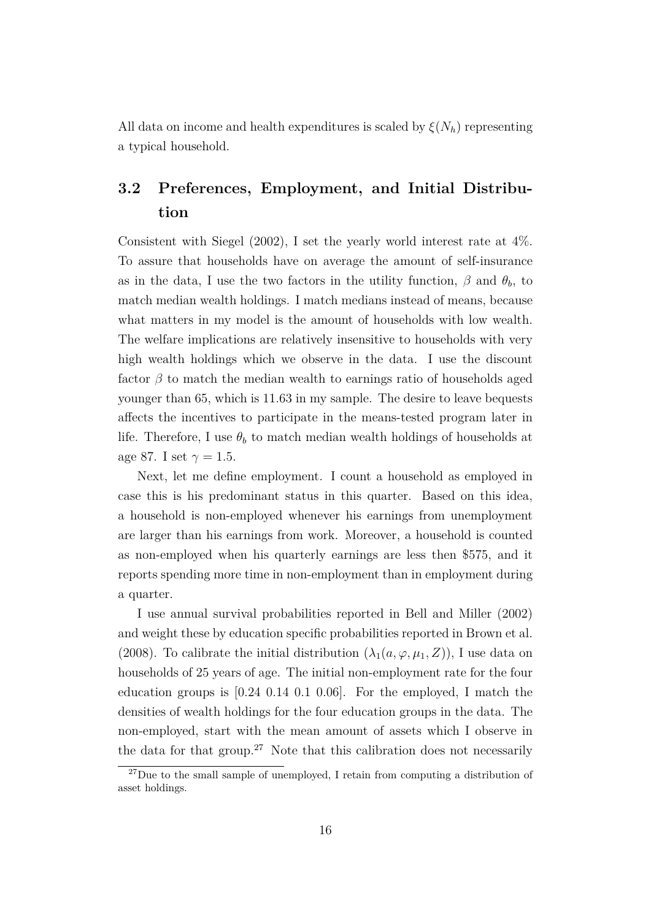All data on income and health expenditures is scaled by $\xi(N_h)$ representing a typical household.

## 3.2 Preferences, Employment, and Initial Distribution

Consistent with Siegel (2002), I set the yearly world interest rate at 4%. To assure that households have on average the amount of self-insurance as in the data, I use the two factors in the utility function, $\beta$ and $\theta_b$, to match median wealth holdings. I match medians instead of means, because what matters in my model is the amount of households with low wealth. The welfare implications are relatively insensitive to households with very high wealth holdings which we observe in the data. I use the discount factor $\beta$ to match the median wealth to earnings ratio of households aged younger than 65, which is 11.63 in my sample. The desire to leave bequests affects the incentives to participate in the means-tested program later in life. Therefore, I use $\theta_b$ to match median wealth holdings of households at age 87. I set $\gamma = 1.5$.

Next, let me define employment. I count a household as employed in case this is his predominant status in this quarter. Based on this idea, a household is non-employed whenever his earnings from unemployment are larger than his earnings from work. Moreover, a household is counted as non-employed when his quarterly earnings are less then $575, and it reports spending more time in non-employment than in employment during a quarter.

I use annual survival probabilities reported in Bell and Miller (2002) and weight these by education specific probabilities reported in Brown et al. (2008). To calibrate the initial distribution $(\lambda_1(a, \varphi, \mu_1, Z))$, I use data on households of 25 years of age. The initial non-employment rate for the four education groups is [0.24 0.14 0.1 0.06]. For the employed, I match the densities of wealth holdings for the four education groups in the data. The non-employed, start with the mean amount of assets which I observe in the data for that group.[27] Note that this calibration does not necessarily

[27] Due to the small sample of unemployed, I retain from computing a distribution of asset holdings.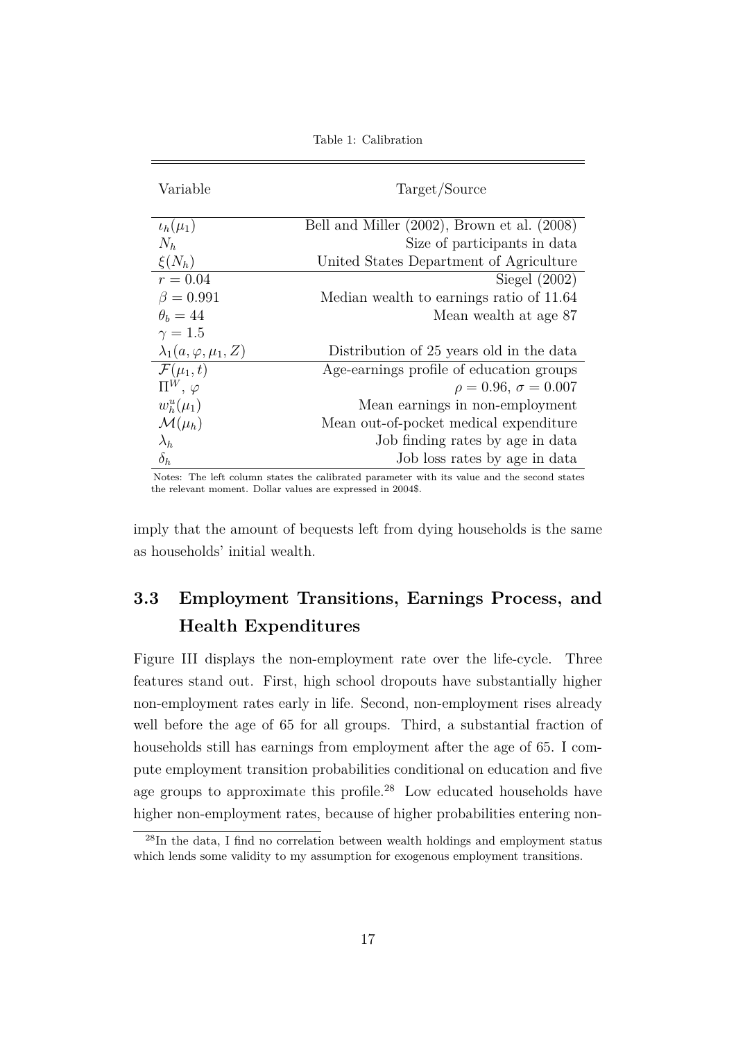Table 1: Calibration

| Variable | Target/Source |
|---|---|
| $\iota_h(\mu_1)$ | Bell and Miller (2002), Brown et al. (2008) |
| $N_h$ | Size of participants in data |
| $\xi(N_h)$ | United States Department of Agriculture |
| $r = 0.04$ | Siegel (2002) |
| $\beta = 0.991$ | Median wealth to earnings ratio of 11.64 |
| $\theta_b = 44$ | Mean wealth at age 87 |
| $\gamma = 1.5$ | |
| $\lambda_1(a, \varphi, \mu_1, Z)$ | Distribution of 25 years old in the data |
| $\mathcal{F}(\mu_1, t)$ | Age-earnings profile of education groups |
| $\Pi^W$, $\varphi$ | $\rho = 0.96$, $\sigma = 0.007$ |
| $w_h^u(\mu_1)$ | Mean earnings in non-employment |
| $\mathcal{M}(\mu_h)$ | Mean out-of-pocket medical expenditure |
| $\lambda_h$ | Job finding rates by age in data |
| $\delta_h$ | Job loss rates by age in data |

Notes: The left column states the calibrated parameter with its value and the second states the relevant moment. Dollar values are expressed in 2004$.

imply that the amount of bequests left from dying households is the same as households' initial wealth.

## 3.3 Employment Transitions, Earnings Process, and Health Expenditures

Figure III displays the non-employment rate over the life-cycle. Three features stand out. First, high school dropouts have substantially higher non-employment rates early in life. Second, non-employment rises already well before the age of 65 for all groups. Third, a substantial fraction of households still has earnings from employment after the age of 65. I compute employment transition probabilities conditional on education and five age groups to approximate this profile.[28] Low educated households have higher non-employment rates, because of higher probabilities entering non-

[28] In the data, I find no correlation between wealth holdings and employment status which lends some validity to my assumption for exogenous employment transitions.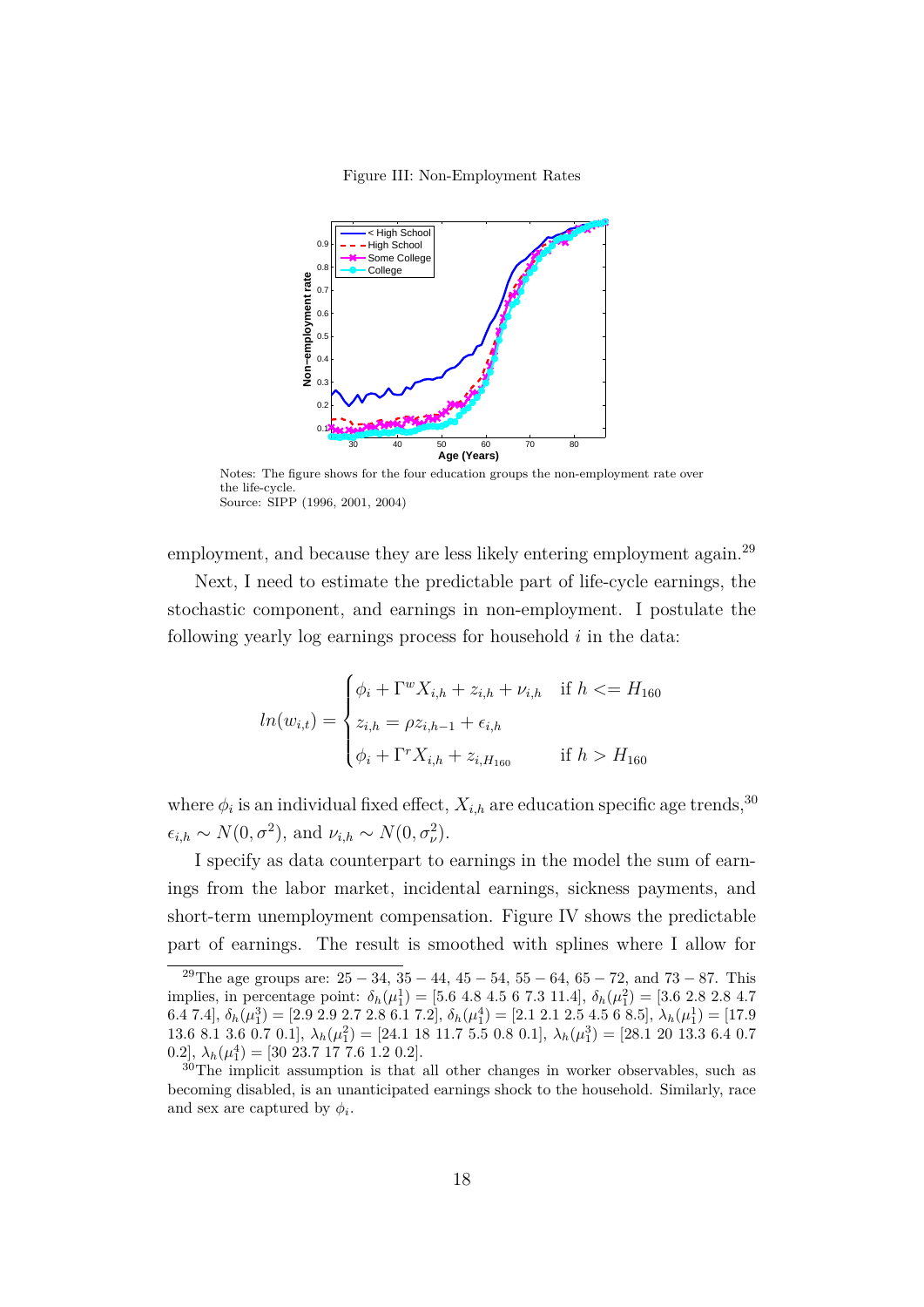Figure III: Non-Employment Rates

Notes: The figure shows for the four education groups the non-employment rate over the life-cycle.
Source: SIPP (1996, 2001, 2004)

employment, and because they are less likely entering employment again.[29]

Next, I need to estimate the predictable part of life-cycle earnings, the stochastic component, and earnings in non-employment. I postulate the following yearly log earnings process for household $i$ in the data:

$$
ln(w_{i,t}) = \begin{cases} \phi_i + \Gamma^w X_{i,h} + z_{i,h} + \nu_{i,h} & \text{if } h <= H_{160} \\ z_{i,h} = \rho z_{i,h-1} + \epsilon_{i,h} & \\ \phi_i + \Gamma^r X_{i,h} + z_{i,H_{160}} & \text{if } h > H_{160} \end{cases}
$$

where $\phi_i$ is an individual fixed effect, $X_{i,h}$ are education specific age trends,[30] $\epsilon_{i,h} \sim N(0, \sigma^2)$, and $\nu_{i,h} \sim N(0, \sigma_\nu^2)$.

I specify as data counterpart to earnings in the model the sum of earnings from the labor market, incidental earnings, sickness payments, and short-term unemployment compensation. Figure IV shows the predictable part of earnings. The result is smoothed with splines where I allow for

[29] The age groups are: $25-34$, $35-44$, $45-54$, $55-64$, $65-72$, and $73-87$. This implies, in percentage point: $\delta_h(\mu_1^1) = [5.6\ 4.8\ 4.5\ 6\ 7.3\ 11.4]$, $\delta_h(\mu_1^2) = [3.6\ 2.8\ 2.8\ 4.7\ 6.4\ 7.4]$, $\delta_h(\mu_1^3) = [2.9\ 2.9\ 2.7\ 2.8\ 6.1\ 7.2]$, $\delta_h(\mu_1^4) = [2.1\ 2.1\ 2.5\ 4.5\ 6\ 8.5]$, $\lambda_h(\mu_1^1) = [17.9\ 13.6\ 8.1\ 3.6\ 0.7\ 0.1]$, $\lambda_h(\mu_1^2) = [24.1\ 18\ 11.7\ 5.5\ 0.8\ 0.1]$, $\lambda_h(\mu_1^3) = [28.1\ 20\ 13.3\ 6.4\ 0.7\ 0.2]$, $\lambda_h(\mu_1^4) = [30\ 23.7\ 17\ 7.6\ 1.2\ 0.2]$.

[30] The implicit assumption is that all other changes in worker observables, such as becoming disabled, is an unanticipated earnings shock to the household. Similarly, race and sex are captured by $\phi_i$.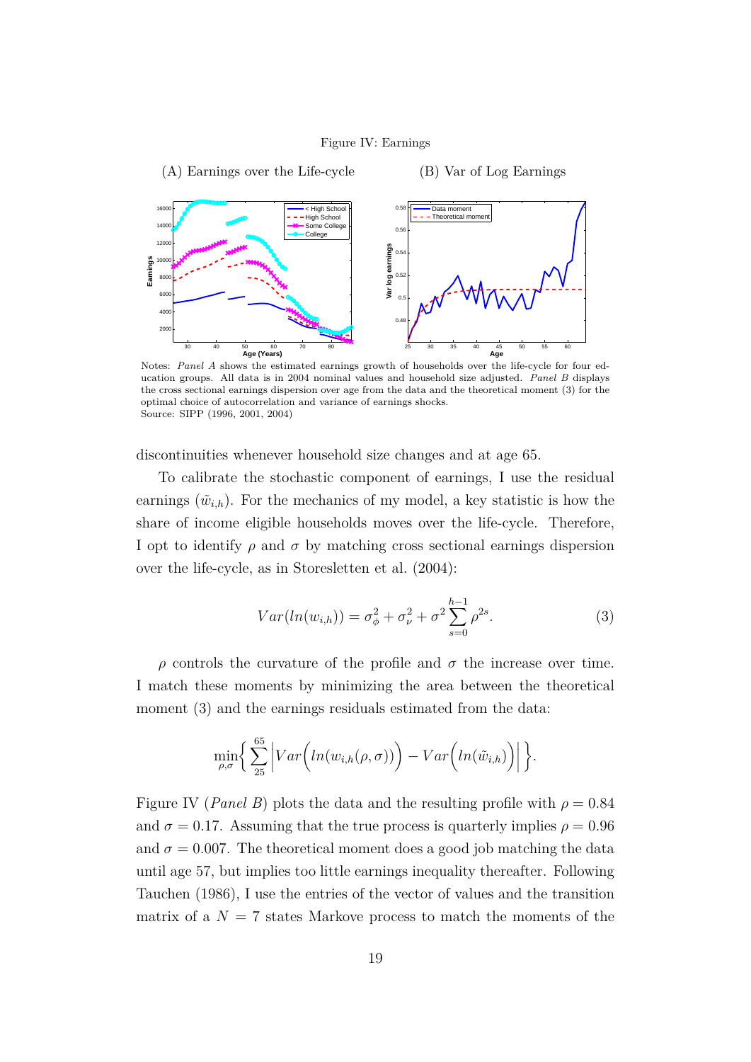Figure IV: Earnings

(A) Earnings over the Life-cycle (B) Var of Log Earnings

Notes: *Panel A* shows the estimated earnings growth of households over the life-cycle for four education groups. All data is in 2004 nominal values and household size adjusted. *Panel B* displays the cross sectional earnings dispersion over age from the data and the theoretical moment (3) for the optimal choice of autocorrelation and variance of earnings shocks.
Source: SIPP (1996, 2001, 2004)

discontinuities whenever household size changes and at age 65.

To calibrate the stochastic component of earnings, I use the residual earnings ($\tilde{w}_{i,h}$). For the mechanics of my model, a key statistic is how the share of income eligible households moves over the life-cycle. Therefore, I opt to identify $\rho$ and $\sigma$ by matching cross sectional earnings dispersion over the life-cycle, as in Storesletten et al. (2004):

$$Var(ln(w_{i,h})) = \sigma_{\phi}^2 + \sigma_{\nu}^2 + \sigma^2 \sum_{s=0}^{h-1} \rho^{2s}. \tag{3}$$

$\rho$ controls the curvature of the profile and $\sigma$ the increase over time. I match these moments by minimizing the area between the theoretical moment (3) and the earnings residuals estimated from the data:

$$\min_{\rho,\sigma} \left\{ \sum_{25}^{65} \left| Var\Big(ln(w_{i,h}(\rho,\sigma))\Big) - Var\Big(ln(\tilde{w}_{i,h})\Big) \right| \right\}.$$

Figure IV (*Panel B*) plots the data and the resulting profile with $\rho = 0.84$ and $\sigma = 0.17$. Assuming that the true process is quarterly implies $\rho = 0.96$ and $\sigma = 0.007$. The theoretical moment does a good job matching the data until age 57, but implies too little earnings inequality thereafter. Following Tauchen (1986), I use the entries of the vector of values and the transition matrix of a $N = 7$ states Markove process to match the moments of the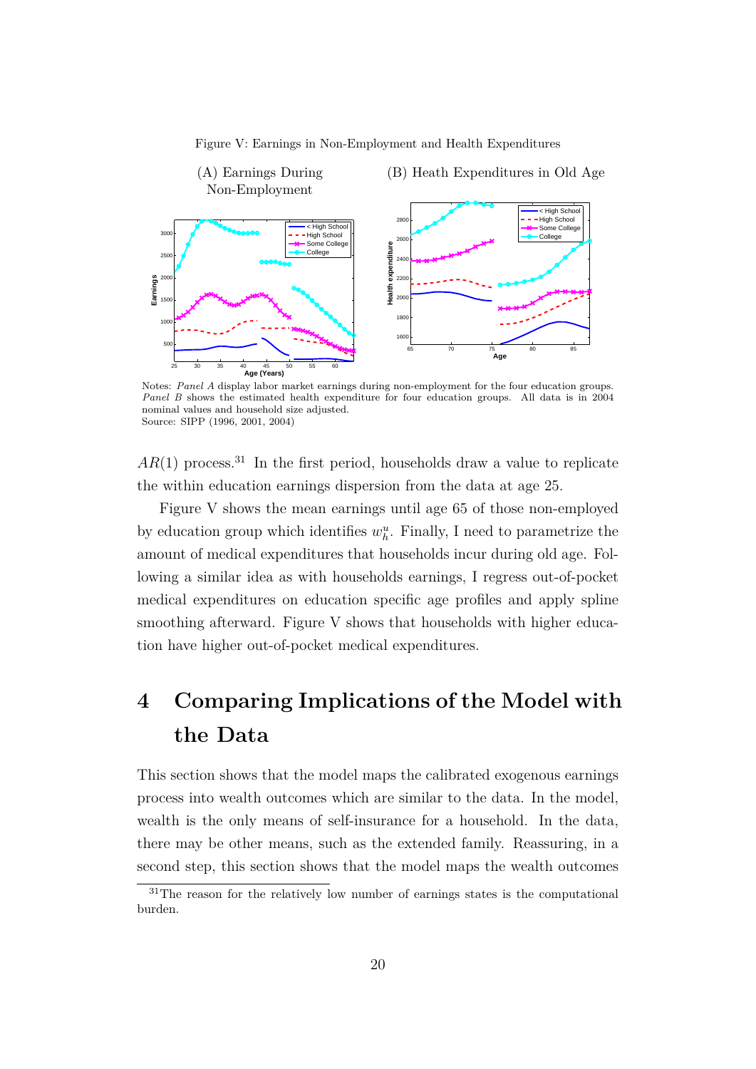Figure V: Earnings in Non-Employment and Health Expenditures

(A) Earnings During Non-Employment

(B) Heath Expenditures in Old Age

Notes: *Panel A* display labor market earnings during non-employment for the four education groups. *Panel B* shows the estimated health expenditure for four education groups. All data is in 2004 nominal values and household size adjusted.
Source: SIPP (1996, 2001, 2004)

$AR(1)$ process.[31] In the first period, households draw a value to replicate the within education earnings dispersion from the data at age 25.

Figure V shows the mean earnings until age 65 of those non-employed by education group which identifies $w_h^u$. Finally, I need to parametrize the amount of medical expenditures that households incur during old age. Following a similar idea as with households earnings, I regress out-of-pocket medical expenditures on education specific age profiles and apply spline smoothing afterward. Figure V shows that households with higher education have higher out-of-pocket medical expenditures.

# 4 Comparing Implications of the Model with the Data

This section shows that the model maps the calibrated exogenous earnings process into wealth outcomes which are similar to the data. In the model, wealth is the only means of self-insurance for a household. In the data, there may be other means, such as the extended family. Reassuring, in a second step, this section shows that the model maps the wealth outcomes

[31] The reason for the relatively low number of earnings states is the computational burden.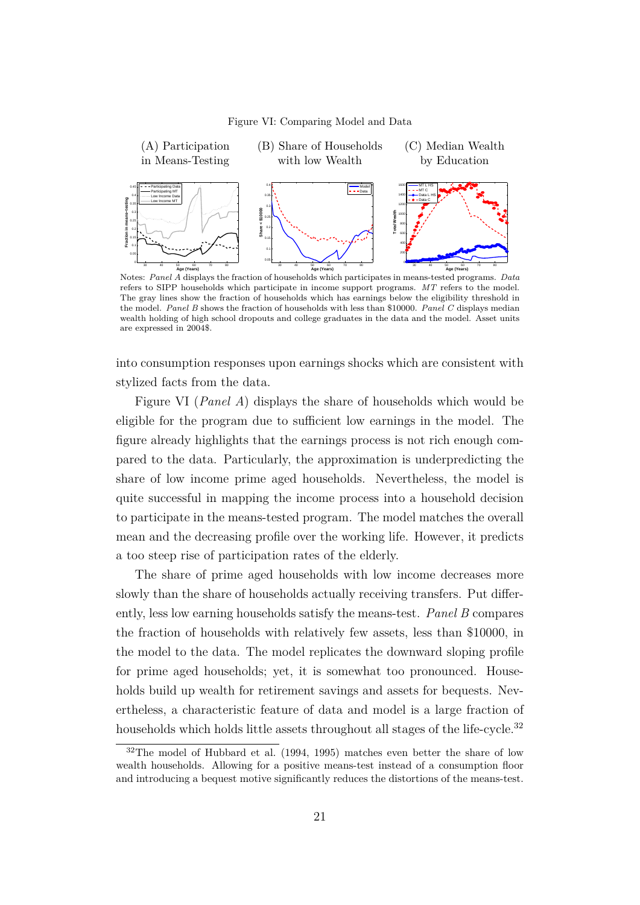Figure VI: Comparing Model and Data

(A) Participation in Means-Testing

(B) Share of Households with low Wealth

(C) Median Wealth by Education

Notes: *Panel A* displays the fraction of households which participates in means-tested programs. *Data* refers to SIPP households which participate in income support programs. *MT* refers to the model. The gray lines show the fraction of households which has earnings below the eligibility threshold in the model. *Panel B* shows the fraction of households with less than $10000. *Panel C* displays median wealth holding of high school dropouts and college graduates in the data and the model. Asset units are expressed in 2004$.

into consumption responses upon earnings shocks which are consistent with stylized facts from the data.

Figure VI (*Panel A*) displays the share of households which would be eligible for the program due to sufficient low earnings in the model. The figure already highlights that the earnings process is not rich enough compared to the data. Particularly, the approximation is underpredicting the share of low income prime aged households. Nevertheless, the model is quite successful in mapping the income process into a household decision to participate in the means-tested program. The model matches the overall mean and the decreasing profile over the working life. However, it predicts a too steep rise of participation rates of the elderly.

The share of prime aged households with low income decreases more slowly than the share of households actually receiving transfers. Put differently, less low earning households satisfy the means-test. *Panel B* compares the fraction of households with relatively few assets, less than $10000, in the model to the data. The model replicates the downward sloping profile for prime aged households; yet, it is somewhat too pronounced. Households build up wealth for retirement savings and assets for bequests. Nevertheless, a characteristic feature of data and model is a large fraction of households which holds little assets throughout all stages of the life-cycle.[32]

[32] The model of Hubbard et al. (1994, 1995) matches even better the share of low wealth households. Allowing for a positive means-test instead of a consumption floor and introducing a bequest motive significantly reduces the distortions of the means-test.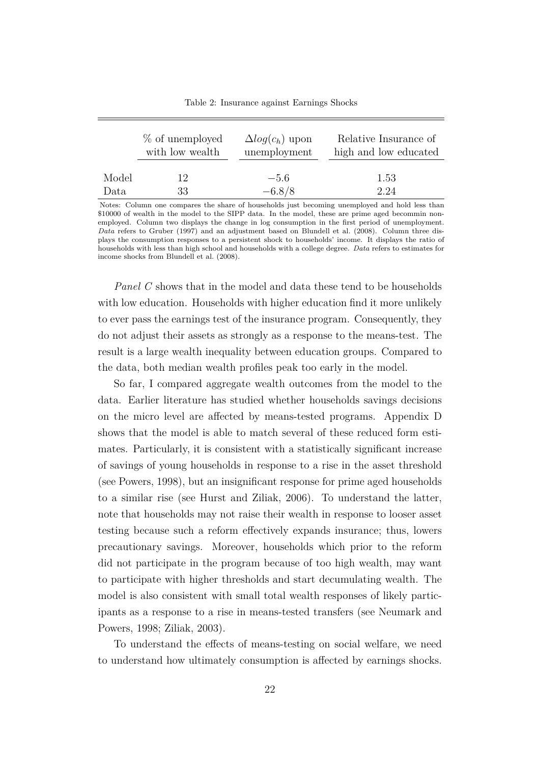Table 2: Insurance against Earnings Shocks

| | % of unemployed with low wealth | $\Delta log(c_h)$ upon unemployment | Relative Insurance of high and low educated |
|---|---|---|---|
| Model | 12 | $-5.6$ | 1.53 |
| Data | 33 | $-6.8/8$ | 2.24 |

Notes: Column one compares the share of households just becoming unemployed and hold less than \$10000 of wealth in the model to the SIPP data. In the model, these are prime aged becommin nonemployed. Column two displays the change in log consumption in the first period of unemployment. *Data* refers to Gruber (1997) and an adjustment based on Blundell et al. (2008). Column three displays the consumption responses to a persistent shock to households' income. It displays the ratio of households with less than high school and households with a college degree. *Data* refers to estimates for income shocks from Blundell et al. (2008).

*Panel C* shows that in the model and data these tend to be households with low education. Households with higher education find it more unlikely to ever pass the earnings test of the insurance program. Consequently, they do not adjust their assets as strongly as a response to the means-test. The result is a large wealth inequality between education groups. Compared to the data, both median wealth profiles peak too early in the model.

So far, I compared aggregate wealth outcomes from the model to the data. Earlier literature has studied whether households savings decisions on the micro level are affected by means-tested programs. Appendix D shows that the model is able to match several of these reduced form estimates. Particularly, it is consistent with a statistically significant increase of savings of young households in response to a rise in the asset threshold (see Powers, 1998), but an insignificant response for prime aged households to a similar rise (see Hurst and Ziliak, 2006). To understand the latter, note that households may not raise their wealth in response to looser asset testing because such a reform effectively expands insurance; thus, lowers precautionary savings. Moreover, households which prior to the reform did not participate in the program because of too high wealth, may want to participate with higher thresholds and start decumulating wealth. The model is also consistent with small total wealth responses of likely participants as a response to a rise in means-tested transfers (see Neumark and Powers, 1998; Ziliak, 2003).

To understand the effects of means-testing on social welfare, we need to understand how ultimately consumption is affected by earnings shocks.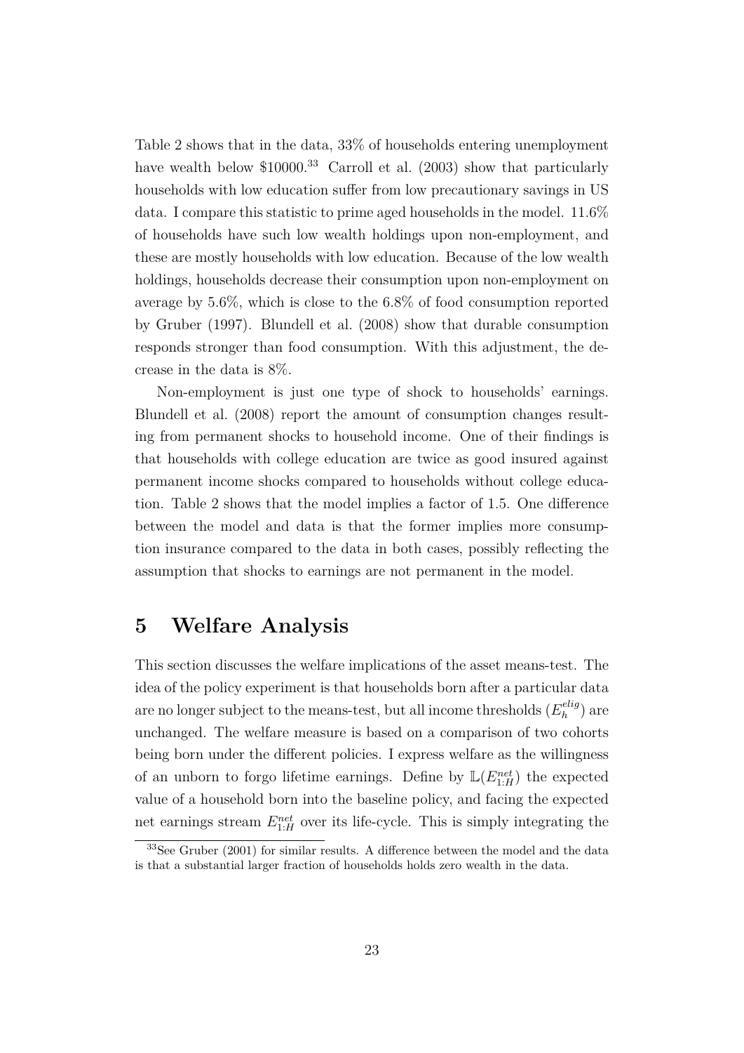Table 2 shows that in the data, 33% of households entering unemployment have wealth below $10000.[33] Carroll et al. (2003) show that particularly households with low education suffer from low precautionary savings in US data. I compare this statistic to prime aged households in the model. 11.6% of households have such low wealth holdings upon non-employment, and these are mostly households with low education. Because of the low wealth holdings, households decrease their consumption upon non-employment on average by 5.6%, which is close to the 6.8% of food consumption reported by Gruber (1997). Blundell et al. (2008) show that durable consumption responds stronger than food consumption. With this adjustment, the decrease in the data is 8%.

Non-employment is just one type of shock to households' earnings. Blundell et al. (2008) report the amount of consumption changes resulting from permanent shocks to household income. One of their findings is that households with college education are twice as good insured against permanent income shocks compared to households without college education. Table 2 shows that the model implies a factor of 1.5. One difference between the model and data is that the former implies more consumption insurance compared to the data in both cases, possibly reflecting the assumption that shocks to earnings are not permanent in the model.

# 5 Welfare Analysis

This section discusses the welfare implications of the asset means-test. The idea of the policy experiment is that households born after a particular data are no longer subject to the means-test, but all income thresholds ($E_h^{elig}$) are unchanged. The welfare measure is based on a comparison of two cohorts being born under the different policies. I express welfare as the willingness of an unborn to forgo lifetime earnings. Define by $\mathbb{L}(E_{1:H}^{net})$ the expected value of a household born into the baseline policy, and facing the expected net earnings stream $E_{1:H}^{net}$ over its life-cycle. This is simply integrating the

[33] See Gruber (2001) for similar results. A difference between the model and the data is that a substantial larger fraction of households holds zero wealth in the data.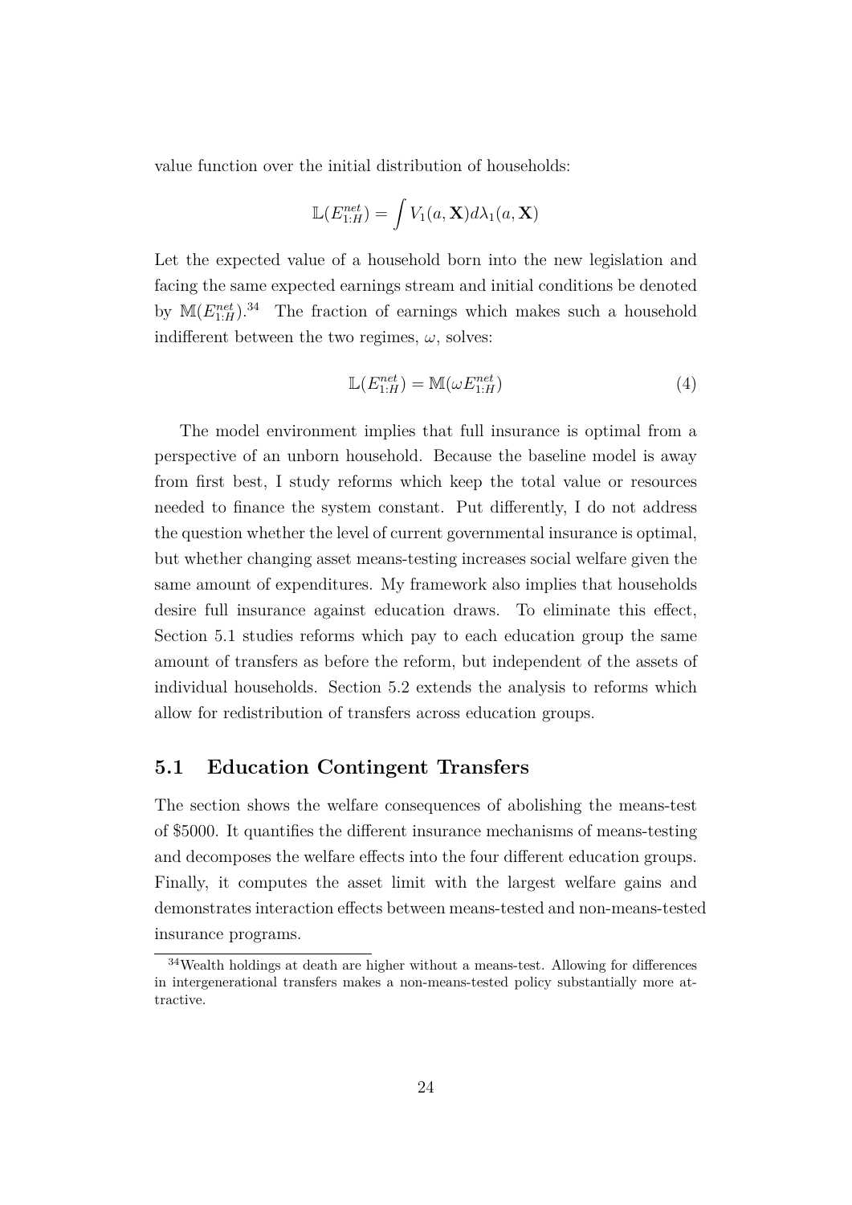value function over the initial distribution of households:

$$\mathbb{L}(E^{net}_{1:H}) = \int V_1(a, \mathbf{X}) d\lambda_1(a, \mathbf{X})$$

Let the expected value of a household born into the new legislation and facing the same expected earnings stream and initial conditions be denoted by $\mathbb{M}(E^{net}_{1:H})$.[34] The fraction of earnings which makes such a household indifferent between the two regimes, $\omega$, solves:

$$\mathbb{L}(E^{net}_{1:H}) = \mathbb{M}(\omega E^{net}_{1:H}) \tag{4}$$

The model environment implies that full insurance is optimal from a perspective of an unborn household. Because the baseline model is away from first best, I study reforms which keep the total value or resources needed to finance the system constant. Put differently, I do not address the question whether the level of current governmental insurance is optimal, but whether changing asset means-testing increases social welfare given the same amount of expenditures. My framework also implies that households desire full insurance against education draws. To eliminate this effect, Section 5.1 studies reforms which pay to each education group the same amount of transfers as before the reform, but independent of the assets of individual households. Section 5.2 extends the analysis to reforms which allow for redistribution of transfers across education groups.

## 5.1 Education Contingent Transfers

The section shows the welfare consequences of abolishing the means-test of $5000. It quantifies the different insurance mechanisms of means-testing and decomposes the welfare effects into the four different education groups. Finally, it computes the asset limit with the largest welfare gains and demonstrates interaction effects between means-tested and non-means-tested insurance programs.

[34] Wealth holdings at death are higher without a means-test. Allowing for differences in intergenerational transfers makes a non-means-tested policy substantially more attractive.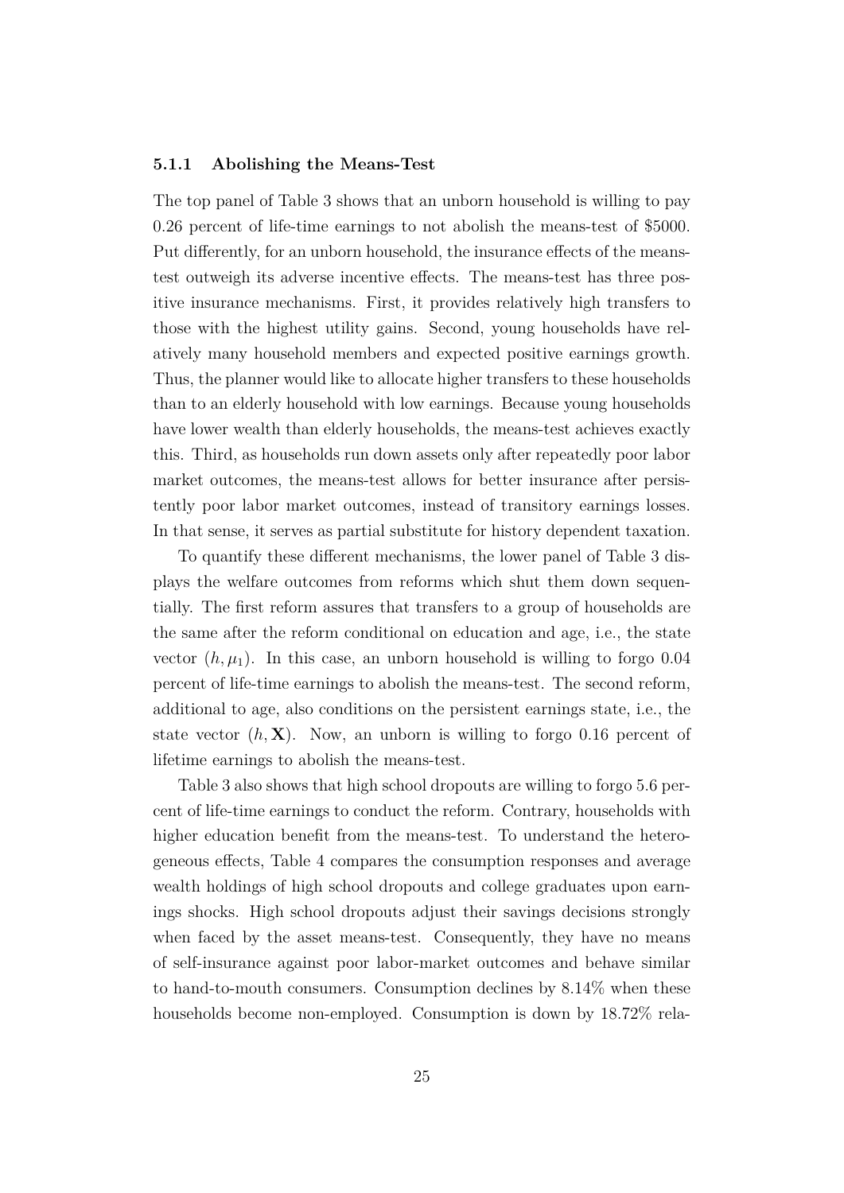#### 5.1.1 Abolishing the Means-Test

The top panel of Table 3 shows that an unborn household is willing to pay 0.26 percent of life-time earnings to not abolish the means-test of $5000. Put differently, for an unborn household, the insurance effects of the means-test outweigh its adverse incentive effects. The means-test has three positive insurance mechanisms. First, it provides relatively high transfers to those with the highest utility gains. Second, young households have relatively many household members and expected positive earnings growth. Thus, the planner would like to allocate higher transfers to these households than to an elderly household with low earnings. Because young households have lower wealth than elderly households, the means-test achieves exactly this. Third, as households run down assets only after repeatedly poor labor market outcomes, the means-test allows for better insurance after persistently poor labor market outcomes, instead of transitory earnings losses. In that sense, it serves as partial substitute for history dependent taxation.

To quantify these different mechanisms, the lower panel of Table 3 displays the welfare outcomes from reforms which shut them down sequentially. The first reform assures that transfers to a group of households are the same after the reform conditional on education and age, i.e., the state vector $(h, \mu_1)$. In this case, an unborn household is willing to forgo 0.04 percent of life-time earnings to abolish the means-test. The second reform, additional to age, also conditions on the persistent earnings state, i.e., the state vector $(h, \mathbf{X})$. Now, an unborn is willing to forgo 0.16 percent of lifetime earnings to abolish the means-test.

Table 3 also shows that high school dropouts are willing to forgo 5.6 percent of life-time earnings to conduct the reform. Contrary, households with higher education benefit from the means-test. To understand the heterogeneous effects, Table 4 compares the consumption responses and average wealth holdings of high school dropouts and college graduates upon earnings shocks. High school dropouts adjust their savings decisions strongly when faced by the asset means-test. Consequently, they have no means of self-insurance against poor labor-market outcomes and behave similar to hand-to-mouth consumers. Consumption declines by 8.14% when these households become non-employed. Consumption is down by 18.72% rela-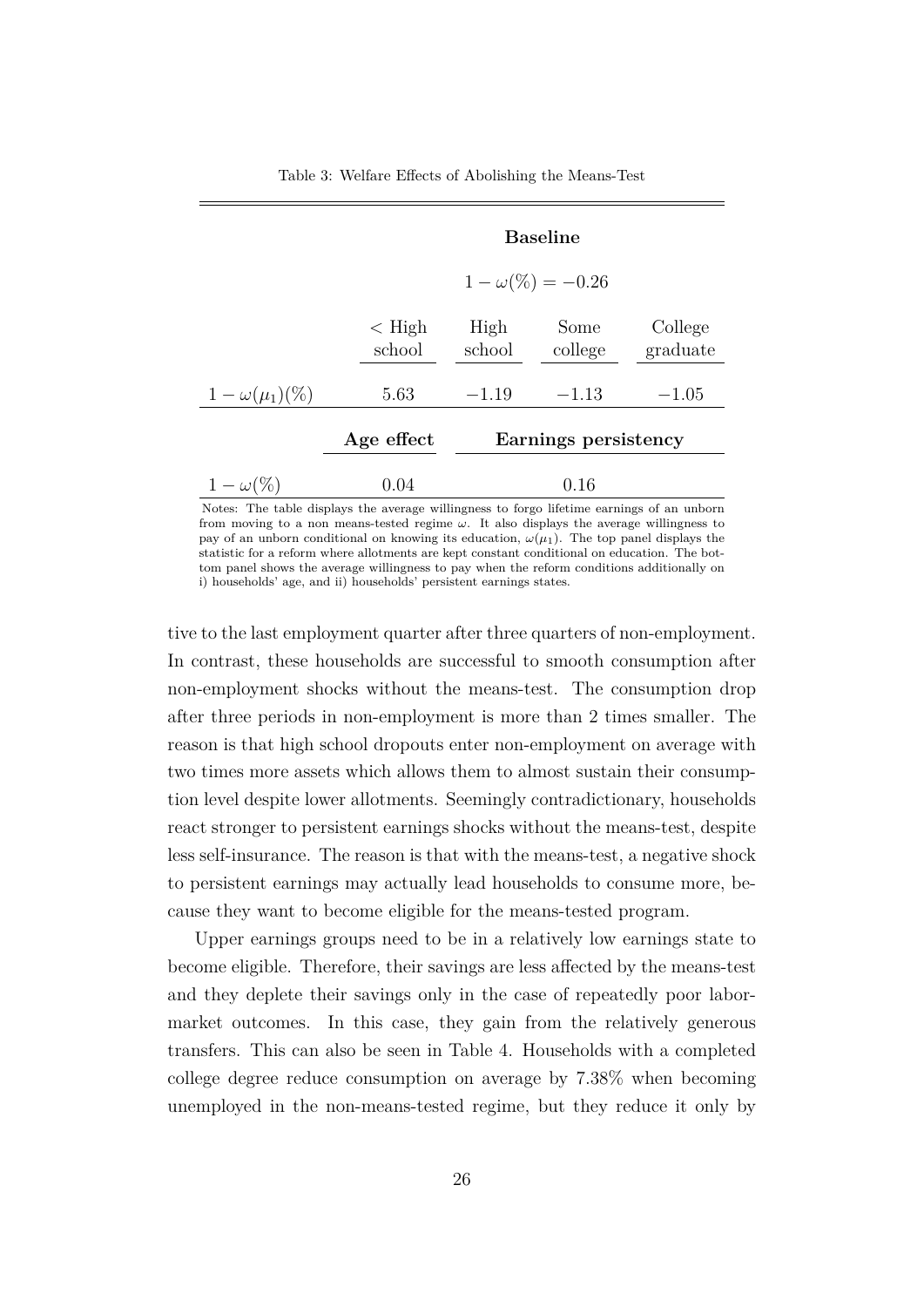Table 3: Welfare Effects of Abolishing the Means-Test

| | **Baseline** | | | |
|---|---|---|---|---|
| | $1-\omega(\%) = -0.26$ | | | |
| | < High school | High school | Some college | College graduate |
| $1-\omega(\mu_1)(\%)$ | 5.63 | $-1.19$ | $-1.13$ | $-1.05$ |
| | **Age effect** | **Earnings persistency** | | |
| $1-\omega(\%)$ | 0.04 | 0.16 | | |

Notes: The table displays the average willingness to forgo lifetime earnings of an unborn from moving to a non means-tested regime $\omega$. It also displays the average willingness to pay of an unborn conditional on knowing its education, $\omega(\mu_1)$. The top panel displays the statistic for a reform where allotments are kept constant conditional on education. The bottom panel shows the average willingness to pay when the reform conditions additionally on i) households' age, and ii) households' persistent earnings states.

tive to the last employment quarter after three quarters of non-employment. In contrast, these households are successful to smooth consumption after non-employment shocks without the means-test. The consumption drop after three periods in non-employment is more than 2 times smaller. The reason is that high school dropouts enter non-employment on average with two times more assets which allows them to almost sustain their consumption level despite lower allotments. Seemingly contradictionary, households react stronger to persistent earnings shocks without the means-test, despite less self-insurance. The reason is that with the means-test, a negative shock to persistent earnings may actually lead households to consume more, because they want to become eligible for the means-tested program.

Upper earnings groups need to be in a relatively low earnings state to become eligible. Therefore, their savings are less affected by the means-test and they deplete their savings only in the case of repeatedly poor labor-market outcomes. In this case, they gain from the relatively generous transfers. This can also be seen in Table 4. Households with a completed college degree reduce consumption on average by 7.38% when becoming unemployed in the non-means-tested regime, but they reduce it only by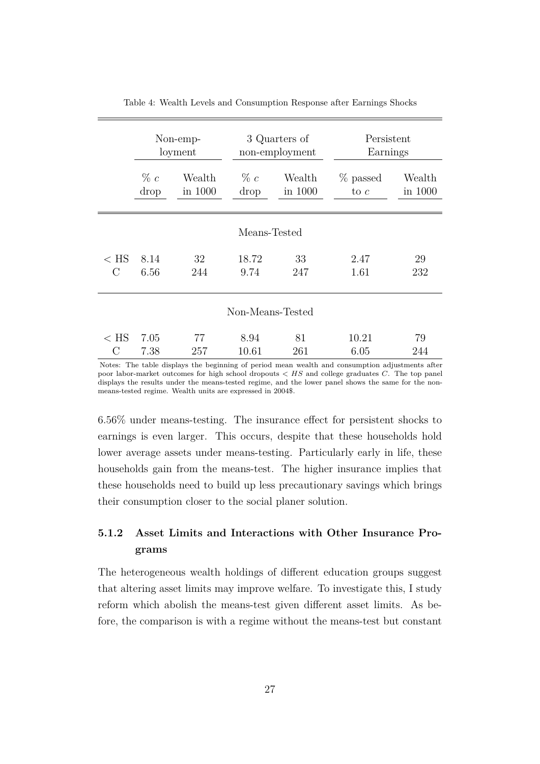Table 4: Wealth Levels and Consumption Response after Earnings Shocks

| | Non-employment | | 3 Quarters of non-employment | | Persistent Earnings | |
|---|---|---|---|---|---|---|
| | % $c$ drop | Wealth in 1000 | % $c$ drop | Wealth in 1000 | % passed to $c$ | Wealth in 1000 |
| | | | Means-Tested | | | |
| < HS | 8.14 | 32 | 18.72 | 33 | 2.47 | 29 |
| C | 6.56 | 244 | 9.74 | 247 | 1.61 | 232 |
| | | | Non-Means-Tested | | | |
| < HS | 7.05 | 77 | 8.94 | 81 | 10.21 | 79 |
| C | 7.38 | 257 | 10.61 | 261 | 6.05 | 244 |

Notes: The table displays the beginning of period mean wealth and consumption adjustments after poor labor-market outcomes for high school dropouts $< HS$ and college graduates $C$. The top panel displays the results under the means-tested regime, and the lower panel shows the same for the non-means-tested regime. Wealth units are expressed in 2004$.

6.56% under means-testing. The insurance effect for persistent shocks to earnings is even larger. This occurs, despite that these households hold lower average assets under means-testing. Particularly early in life, these households gain from the means-test. The higher insurance implies that these households need to build up less precautionary savings which brings their consumption closer to the social planer solution.

### 5.1.2 Asset Limits and Interactions with Other Insurance Programs

The heterogeneous wealth holdings of different education groups suggest that altering asset limits may improve welfare. To investigate this, I study reform which abolish the means-test given different asset limits. As before, the comparison is with a regime without the means-test but constant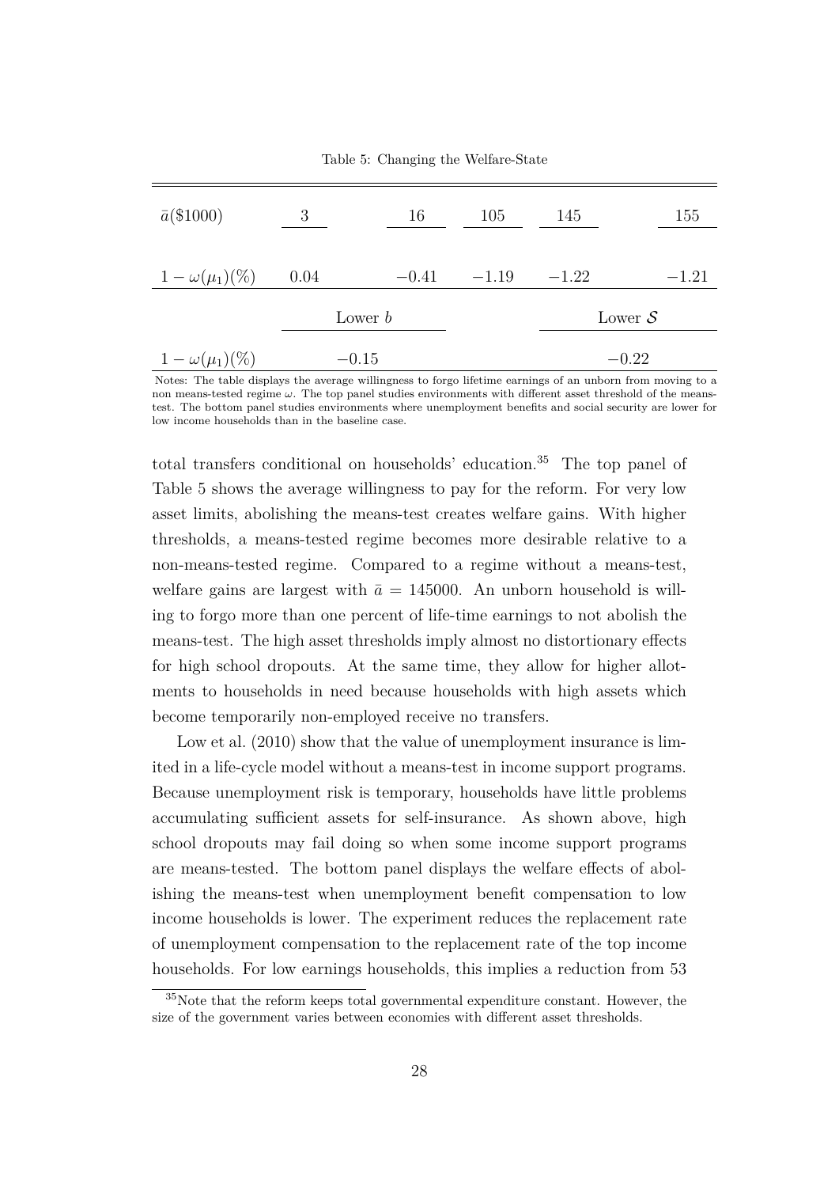Table 5: Changing the Welfare-State

| $\bar{a}$(\$1000) | 3 | 16 | 105 | 145 | 155 |
|---|---|---|---|---|---|
| $1-\omega(\mu_1)(\%)$ | 0.04 | $-0.41$ | $-1.19$ | $-1.22$ | $-1.21$ |
| | Lower $b$ | | | Lower $\mathcal{S}$ | |
| $1-\omega(\mu_1)(\%)$ | $-0.15$ | | | $-0.22$ | |

Notes: The table displays the average willingness to forgo lifetime earnings of an unborn from moving to a non means-tested regime $\omega$. The top panel studies environments with different asset threshold of the means-test. The bottom panel studies environments where unemployment benefits and social security are lower for low income households than in the baseline case.

total transfers conditional on households' education.[35] The top panel of Table 5 shows the average willingness to pay for the reform. For very low asset limits, abolishing the means-test creates welfare gains. With higher thresholds, a means-tested regime becomes more desirable relative to a non-means-tested regime. Compared to a regime without a means-test, welfare gains are largest with $\bar{a} = 145000$. An unborn household is willing to forgo more than one percent of life-time earnings to not abolish the means-test. The high asset thresholds imply almost no distortionary effects for high school dropouts. At the same time, they allow for higher allotments to households in need because households with high assets which become temporarily non-employed receive no transfers.

Low et al. (2010) show that the value of unemployment insurance is limited in a life-cycle model without a means-test in income support programs. Because unemployment risk is temporary, households have little problems accumulating sufficient assets for self-insurance. As shown above, high school dropouts may fail doing so when some income support programs are means-tested. The bottom panel displays the welfare effects of abolishing the means-test when unemployment benefit compensation to low income households is lower. The experiment reduces the replacement rate of unemployment compensation to the replacement rate of the top income households. For low earnings households, this implies a reduction from 53

[35] Note that the reform keeps total governmental expenditure constant. However, the size of the government varies between economies with different asset thresholds.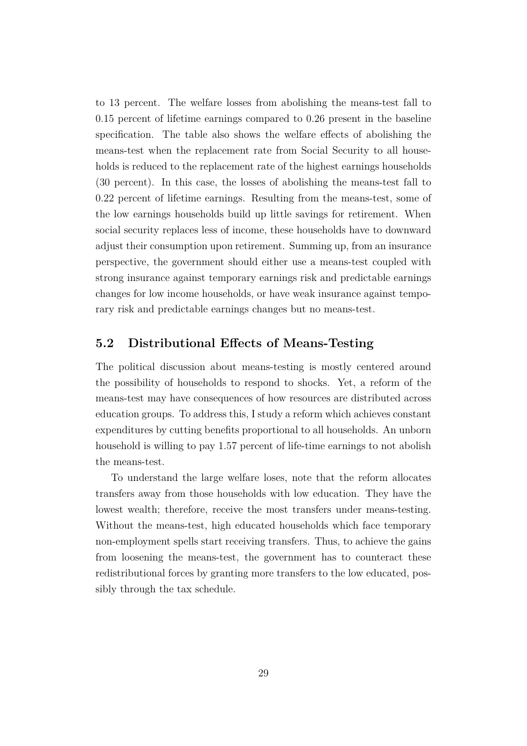to 13 percent. The welfare losses from abolishing the means-test fall to 0.15 percent of lifetime earnings compared to 0.26 present in the baseline specification. The table also shows the welfare effects of abolishing the means-test when the replacement rate from Social Security to all households is reduced to the replacement rate of the highest earnings households (30 percent). In this case, the losses of abolishing the means-test fall to 0.22 percent of lifetime earnings. Resulting from the means-test, some of the low earnings households build up little savings for retirement. When social security replaces less of income, these households have to downward adjust their consumption upon retirement. Summing up, from an insurance perspective, the government should either use a means-test coupled with strong insurance against temporary earnings risk and predictable earnings changes for low income households, or have weak insurance against temporary risk and predictable earnings changes but no means-test.

## 5.2 Distributional Effects of Means-Testing

The political discussion about means-testing is mostly centered around the possibility of households to respond to shocks. Yet, a reform of the means-test may have consequences of how resources are distributed across education groups. To address this, I study a reform which achieves constant expenditures by cutting benefits proportional to all households. An unborn household is willing to pay 1.57 percent of life-time earnings to not abolish the means-test.

To understand the large welfare loses, note that the reform allocates transfers away from those households with low education. They have the lowest wealth; therefore, receive the most transfers under means-testing. Without the means-test, high educated households which face temporary non-employment spells start receiving transfers. Thus, to achieve the gains from loosening the means-test, the government has to counteract these redistributional forces by granting more transfers to the low educated, possibly through the tax schedule.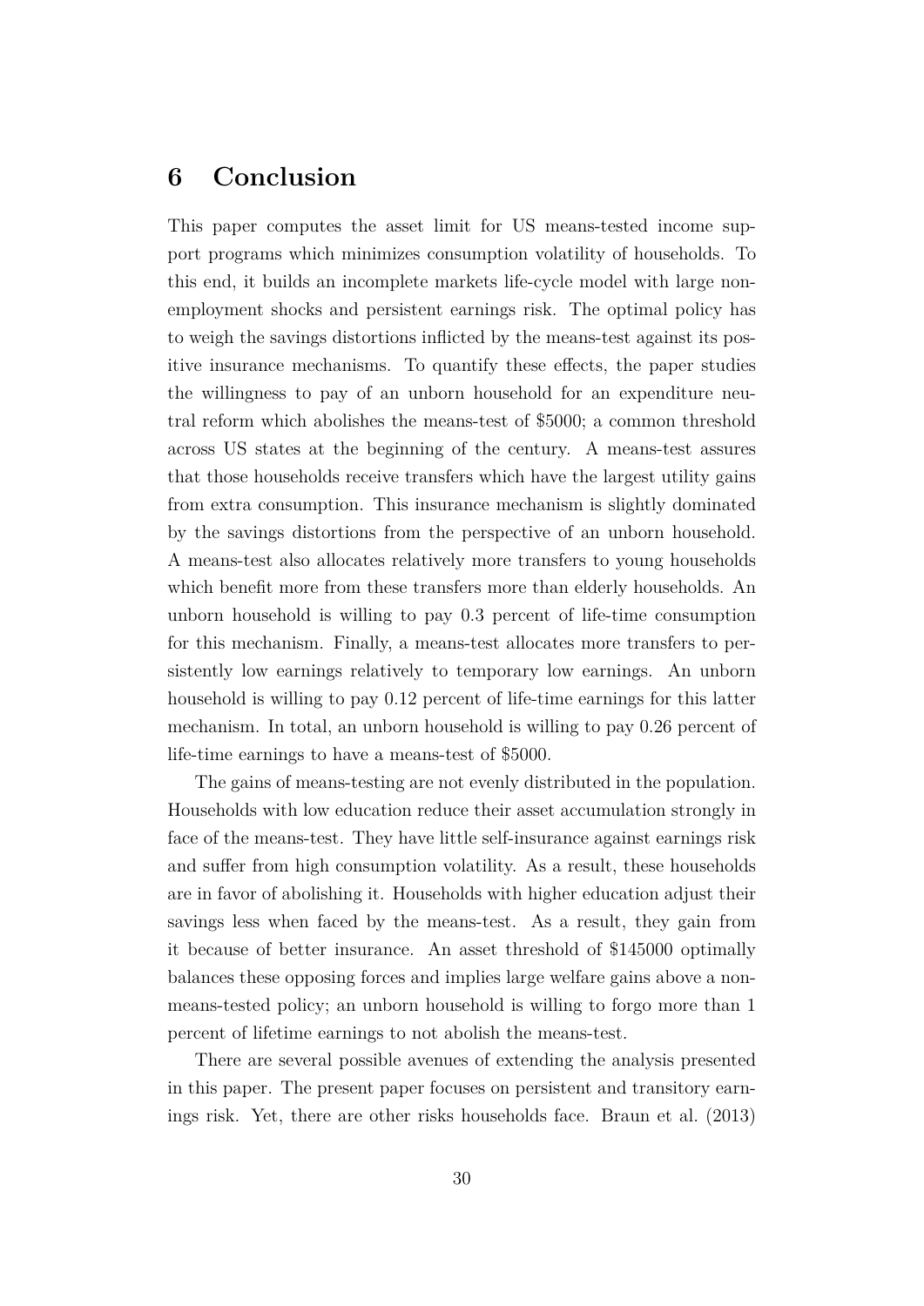# 6 Conclusion

This paper computes the asset limit for US means-tested income support programs which minimizes consumption volatility of households. To this end, it builds an incomplete markets life-cycle model with large non-employment shocks and persistent earnings risk. The optimal policy has to weigh the savings distortions inflicted by the means-test against its positive insurance mechanisms. To quantify these effects, the paper studies the willingness to pay of an unborn household for an expenditure neutral reform which abolishes the means-test of \$5000; a common threshold across US states at the beginning of the century. A means-test assures that those households receive transfers which have the largest utility gains from extra consumption. This insurance mechanism is slightly dominated by the savings distortions from the perspective of an unborn household. A means-test also allocates relatively more transfers to young households which benefit more from these transfers more than elderly households. An unborn household is willing to pay 0.3 percent of life-time consumption for this mechanism. Finally, a means-test allocates more transfers to persistently low earnings relatively to temporary low earnings. An unborn household is willing to pay 0.12 percent of life-time earnings for this latter mechanism. In total, an unborn household is willing to pay 0.26 percent of life-time earnings to have a means-test of \$5000.

The gains of means-testing are not evenly distributed in the population. Households with low education reduce their asset accumulation strongly in face of the means-test. They have little self-insurance against earnings risk and suffer from high consumption volatility. As a result, these households are in favor of abolishing it. Households with higher education adjust their savings less when faced by the means-test. As a result, they gain from it because of better insurance. An asset threshold of \$145000 optimally balances these opposing forces and implies large welfare gains above a non-means-tested policy; an unborn household is willing to forgo more than 1 percent of lifetime earnings to not abolish the means-test.

There are several possible avenues of extending the analysis presented in this paper. The present paper focuses on persistent and transitory earnings risk. Yet, there are other risks households face. Braun et al. (2013)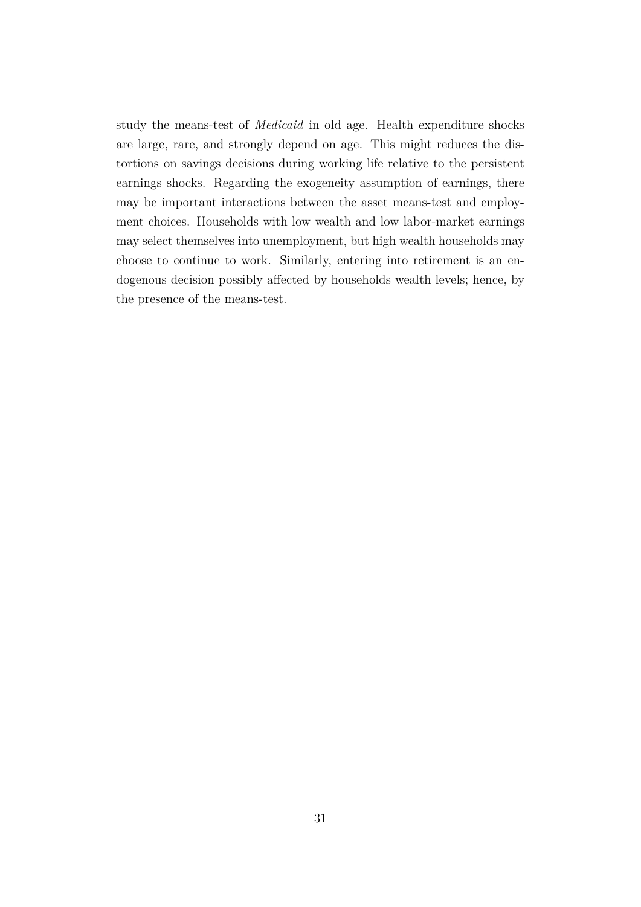study the means-test of *Medicaid* in old age. Health expenditure shocks are large, rare, and strongly depend on age. This might reduces the distortions on savings decisions during working life relative to the persistent earnings shocks. Regarding the exogeneity assumption of earnings, there may be important interactions between the asset means-test and employment choices. Households with low wealth and low labor-market earnings may select themselves into unemployment, but high wealth households may choose to continue to work. Similarly, entering into retirement is an endogenous decision possibly affected by households wealth levels; hence, by the presence of the means-test.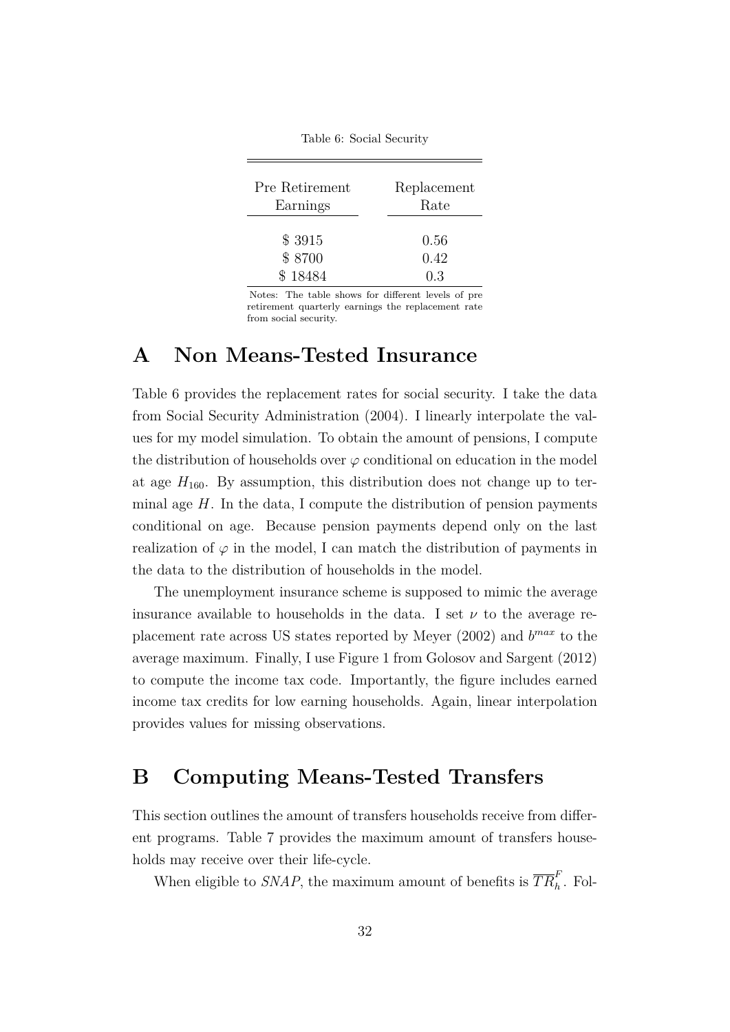Table 6: Social Security

| Pre Retirement Earnings | Replacement Rate |
|---|---|
| \$ 3915 | 0.56 |
| \$ 8700 | 0.42 |
| \$ 18484 | 0.3 |

Notes: The table shows for different levels of pre retirement quarterly earnings the replacement rate from social security.

# A Non Means-Tested Insurance

Table 6 provides the replacement rates for social security. I take the data from Social Security Administration (2004). I linearly interpolate the values for my model simulation. To obtain the amount of pensions, I compute the distribution of households over $\varphi$ conditional on education in the model at age $H_{160}$. By assumption, this distribution does not change up to terminal age $H$. In the data, I compute the distribution of pension payments conditional on age. Because pension payments depend only on the last realization of $\varphi$ in the model, I can match the distribution of payments in the data to the distribution of households in the model.

The unemployment insurance scheme is supposed to mimic the average insurance available to households in the data. I set $\nu$ to the average replacement rate across US states reported by Meyer (2002) and $b^{max}$ to the average maximum. Finally, I use Figure 1 from Golosov and Sargent (2012) to compute the income tax code. Importantly, the figure includes earned income tax credits for low earning households. Again, linear interpolation provides values for missing observations.

# B Computing Means-Tested Transfers

This section outlines the amount of transfers households receive from different programs. Table 7 provides the maximum amount of transfers households may receive over their life-cycle.

When eligible to *SNAP*, the maximum amount of benefits is $\overline{TR}_h^F$. Fol-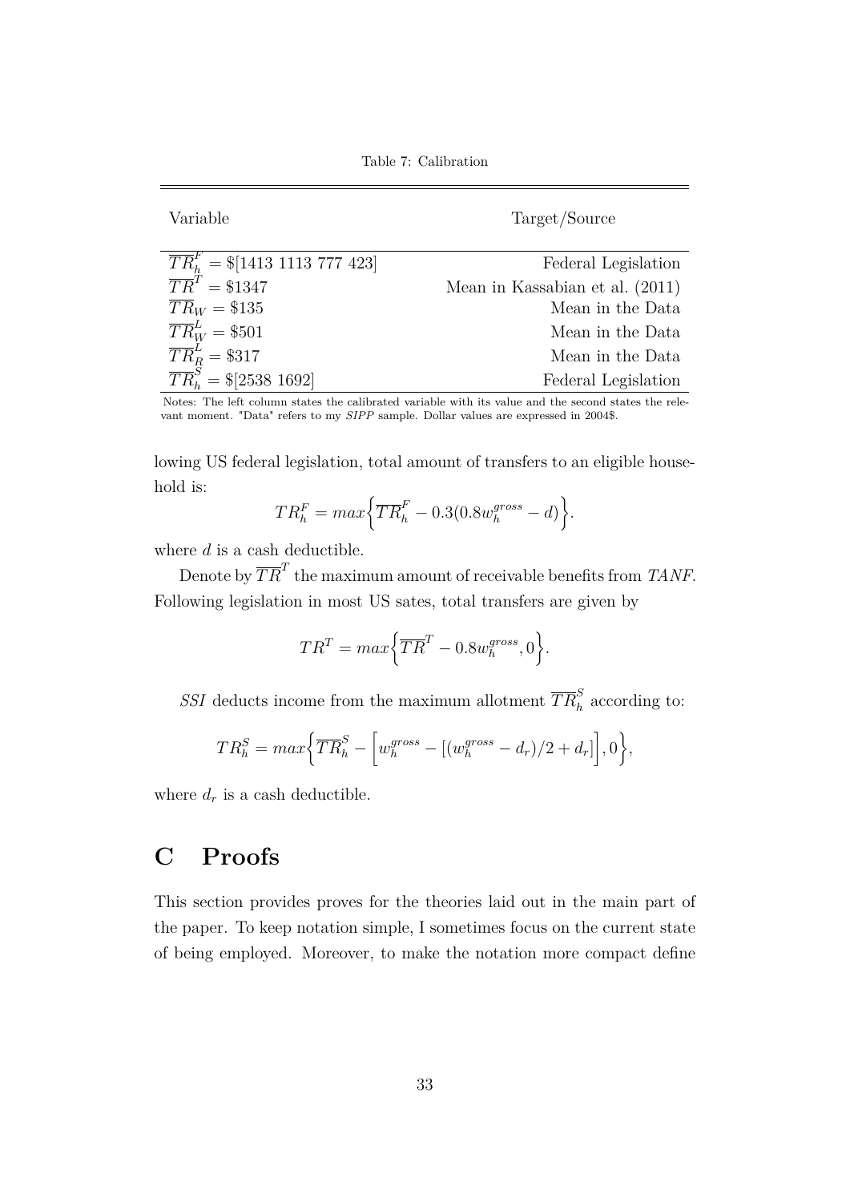Table 7: Calibration

| Variable | Target/Source |
|---|---|
| $\overline{TR}^F_h = \$[1413\ 1113\ 777\ 423]$ | Federal Legislation |
| $\overline{TR}^T = \$1347$ | Mean in Kassabian et al. (2011) |
| $\overline{TR}_W = \$135$ | Mean in the Data |
| $\overline{TR}^L_W = \$501$ | Mean in the Data |
| $\overline{TR}^L_R = \$317$ | Mean in the Data |
| $\overline{TR}^S_h = \$[2538\ 1692]$ | Federal Legislation |

Notes: The left column states the calibrated variable with its value and the second states the relevant moment. "Data" refers to my *SIPP* sample. Dollar values are expressed in 2004$.

lowing US federal legislation, total amount of transfers to an eligible household is:

$$TR^F_h = max\Big\{\overline{TR}^F_h - 0.3(0.8w^{gross}_h - d)\Big\}.$$

where $d$ is a cash deductible.

Denote by $\overline{TR}^T$ the maximum amount of receivable benefits from *TANF*. Following legislation in most US sates, total transfers are given by

$$TR^T = max\Big\{\overline{TR}^T - 0.8w^{gross}_h, 0\Big\}.$$

*SSI* deducts income from the maximum allotment $\overline{TR}^S_h$ according to:

$$TR^S_h = max\Big\{\overline{TR}^S_h - \Big[w^{gross}_h - [(w^{gross}_h - d_r)/2 + d_r]\Big], 0\Big\},$$

where $d_r$ is a cash deductible.

# C Proofs

This section provides proves for the theories laid out in the main part of the paper. To keep notation simple, I sometimes focus on the current state of being employed. Moreover, to make the notation more compact define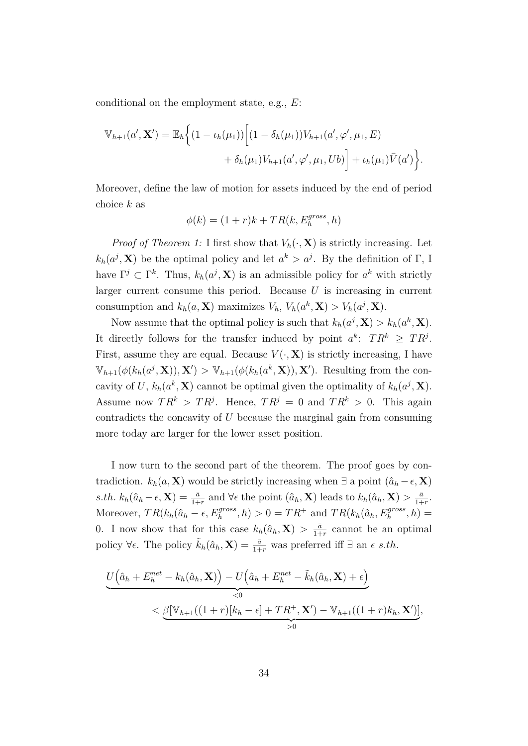conditional on the employment state, e.g., $E$:

$$\mathbb{V}_{h+1}(a', \mathbf{X}') = \mathbb{E}_h\Big\{(1-\iota_h(\mu_1))\Big[(1-\delta_h(\mu_1))V_{h+1}(a', \varphi', \mu_1, E) + \delta_h(\mu_1)V_{h+1}(a', \varphi', \mu_1, Ub)\Big] + \iota_h(\mu_1)\bar{V}(a')\Big\}.$$

Moreover, define the law of motion for assets induced by the end of period choice $k$ as

$$\phi(k) = (1+r)k + TR(k, E_h^{gross}, h)$$

*Proof of Theorem 1:* I first show that $V_h(\cdot, \mathbf{X})$ is strictly increasing. Let $k_h(a^j, \mathbf{X})$ be the optimal policy and let $a^k > a^j$. By the definition of $\Gamma$, I have $\Gamma^j \subset \Gamma^k$. Thus, $k_h(a^j, \mathbf{X})$ is an admissible policy for $a^k$ with strictly larger current consume this period. Because $U$ is increasing in current consumption and $k_h(a, \mathbf{X})$ maximizes $V_h$, $V_h(a^k, \mathbf{X}) > V_h(a^j, \mathbf{X})$.

Now assume that the optimal policy is such that $k_h(a^j, \mathbf{X}) > k_h(a^k, \mathbf{X})$. It directly follows for the transfer induced by point $a^k$: $TR^k \geq TR^j$. First, assume they are equal. Because $V(\cdot, \mathbf{X})$ is strictly increasing, I have $\mathbb{V}_{h+1}(\phi(k_h(a^j, \mathbf{X})), \mathbf{X}') > \mathbb{V}_{h+1}(\phi(k_h(a^k, \mathbf{X})), \mathbf{X}')$. Resulting from the concavity of $U$, $k_h(a^k, \mathbf{X})$ cannot be optimal given the optimality of $k_h(a^j, \mathbf{X})$. Assume now $TR^k > TR^j$. Hence, $TR^j = 0$ and $TR^k > 0$. This again contradicts the concavity of $U$ because the marginal gain from consuming more today are larger for the lower asset position.

I now turn to the second part of the theorem. The proof goes by contradiction. $k_h(a, \mathbf{X})$ would be strictly increasing when $\exists$ a point $(\hat{a}_h - \epsilon, \mathbf{X})$ *s.th.* $k_h(\hat{a}_h - \epsilon, \mathbf{X}) = \frac{\bar{a}}{1+r}$ and $\forall \epsilon$ the point $(\hat{a}_h, \mathbf{X})$ leads to $k_h(\hat{a}_h, \mathbf{X}) > \frac{\bar{a}}{1+r}$. Moreover, $TR(k_h(\hat{a}_h - \epsilon, E_h^{gross}, h) > 0 = TR^+$ and $TR(k_h(\hat{a}_h, E_h^{gross}, h) = 0$. I now show that for this case $k_h(\hat{a}_h, \mathbf{X}) > \frac{\bar{a}}{1+r}$ cannot be an optimal policy $\forall \epsilon$. The policy $\tilde{k}_h(\hat{a}_h, \mathbf{X}) = \frac{\bar{a}}{1+r}$ was preferred iff $\exists$ an $\epsilon$ *s.th.*

$$\underbrace{U\Big(\hat{a}_h + E_h^{net} - k_h(\hat{a}_h, \mathbf{X})\Big) - U\Big(\hat{a}_h + E_h^{net} - \tilde{k}_h(\hat{a}_h, \mathbf{X}) + \epsilon\Big)}_{<0} < \underbrace{\beta[\mathbb{V}_{h+1}((1+r)[k_h - \epsilon] + TR^+, \mathbf{X}') - \mathbb{V}_{h+1}((1+r)k_h, \mathbf{X}')]}_{>0},$$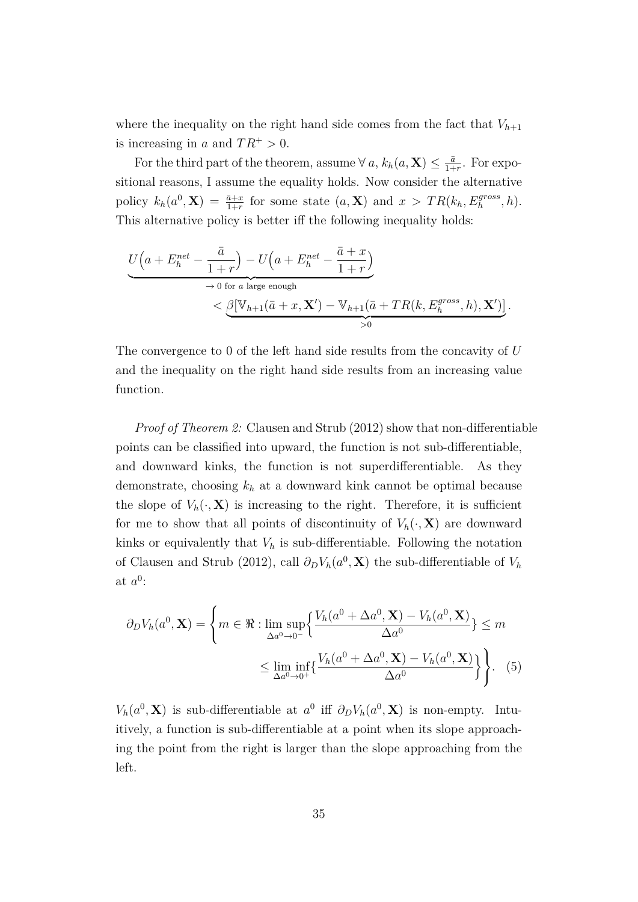where the inequality on the right hand side comes from the fact that $V_{h+1}$ is increasing in $a$ and $TR^+ > 0$.

For the third part of the theorem, assume $\forall\, a,\, k_h(a, \mathbf{X}) \leq \frac{\bar{a}}{1+r}$. For expositional reasons, I assume the equality holds. Now consider the alternative policy $k_h(a^0, \mathbf{X}) = \frac{\bar{a}+x}{1+r}$ for some state $(a, \mathbf{X})$ and $x > TR(k_h, E_h^{gross}, h)$. This alternative policy is better iff the following inequality holds:

$$\underbrace{U\Big(a + E_h^{net} - \frac{\bar{a}}{1+r}\Big) - U\Big(a + E_h^{net} - \frac{\bar{a}+x}{1+r}\Big)}_{\to 0 \text{ for } a \text{ large enough}} < \underbrace{\beta[\mathbb{V}_{h+1}(\bar{a}+x, \mathbf{X}') - \mathbb{V}_{h+1}(\bar{a} + TR(k, E_h^{gross}, h), \mathbf{X}')]}_{>0}.$$

The convergence to 0 of the left hand side results from the concavity of $U$ and the inequality on the right hand side results from an increasing value function.

*Proof of Theorem 2:* Clausen and Strub (2012) show that non-differentiable points can be classified into upward, the function is not sub-differentiable, and downward kinks, the function is not superdifferentiable. As they demonstrate, choosing $k_h$ at a downward kink cannot be optimal because the slope of $V_h(\cdot, \mathbf{X})$ is increasing to the right. Therefore, it is sufficient for me to show that all points of discontinuity of $V_h(\cdot, \mathbf{X})$ are downward kinks or equivalently that $V_h$ is sub-differentiable. Following the notation of Clausen and Strub (2012), call $\partial_D V_h(a^0, \mathbf{X})$ the sub-differentiable of $V_h$ at $a^0$:

$$\partial_D V_h(a^0, \mathbf{X}) = \left\{ m \in \Re : \limsup_{\Delta a^0 \to 0^-} \Big\{ \frac{V_h(a^0 + \Delta a^0, \mathbf{X}) - V_h(a^0, \mathbf{X})}{\Delta a^0} \Big\} \leq m \leq \liminf_{\Delta a^0 \to 0^+} \Big\{ \frac{V_h(a^0 + \Delta a^0, \mathbf{X}) - V_h(a^0, \mathbf{X})}{\Delta a^0} \Big\} \right\}. \quad (5)$$

$V_h(a^0, \mathbf{X})$ is sub-differentiable at $a^0$ iff $\partial_D V_h(a^0, \mathbf{X})$ is non-empty. Intuitively, a function is sub-differentiable at a point when its slope approaching the point from the right is larger than the slope approaching from the left.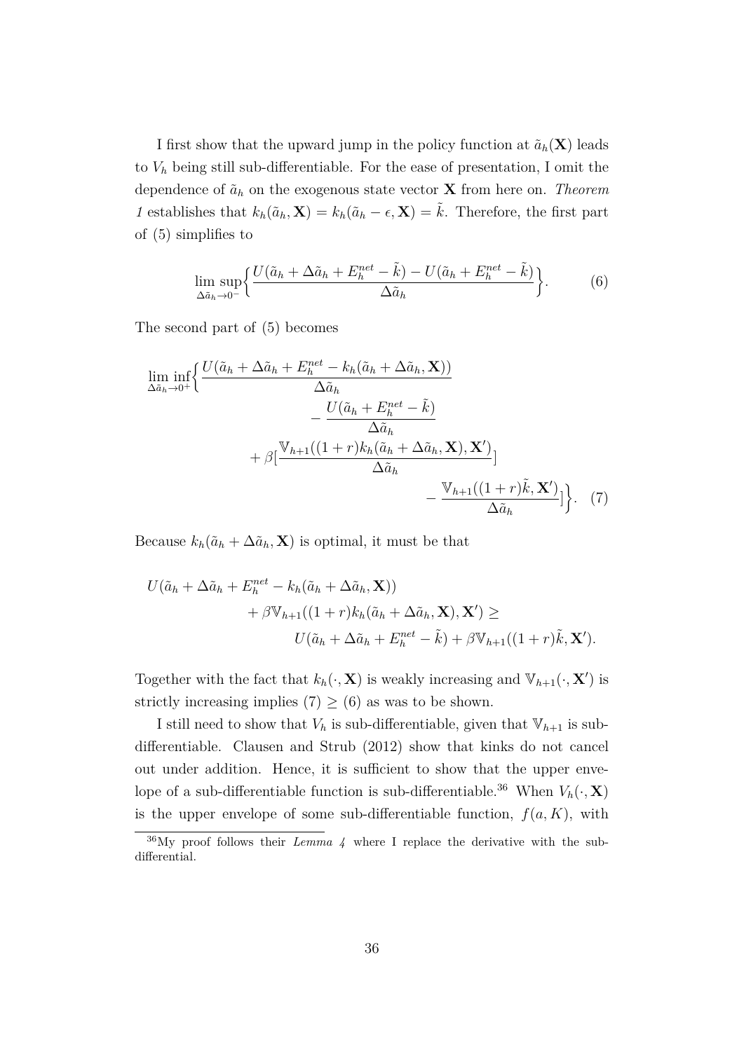I first show that the upward jump in the policy function at $\tilde{a}_h(\mathbf{X})$ leads to $V_h$ being still sub-differentiable. For the ease of presentation, I omit the dependence of $\tilde{a}_h$ on the exogenous state vector $\mathbf{X}$ from here on. *Theorem 1* establishes that $k_h(\tilde{a}_h, \mathbf{X}) = k_h(\tilde{a}_h - \epsilon, \mathbf{X}) = \tilde{k}$. Therefore, the first part of (5) simplifies to

$$\limsup_{\Delta\tilde{a}_h \to 0^-} \Big\{ \frac{U(\tilde{a}_h + \Delta\tilde{a}_h + E_h^{net} - \tilde{k}) - U(\tilde{a}_h + E_h^{net} - \tilde{k})}{\Delta\tilde{a}_h} \Big\}. \tag{6}$$

The second part of (5) becomes

$$\begin{aligned}
\liminf_{\Delta\tilde{a}_h \to 0^+} \Big\{ & \frac{U(\tilde{a}_h + \Delta\tilde{a}_h + E_h^{net} - k_h(\tilde{a}_h + \Delta\tilde{a}_h, \mathbf{X}))}{\Delta\tilde{a}_h} \\
& \qquad - \frac{U(\tilde{a}_h + E_h^{net} - \tilde{k})}{\Delta\tilde{a}_h} \\
& \qquad + \beta[\frac{\mathbb{V}_{h+1}((1+r)k_h(\tilde{a}_h + \Delta\tilde{a}_h, \mathbf{X}), \mathbf{X}')}{\Delta\tilde{a}_h}] \\
& \qquad\qquad - \frac{\mathbb{V}_{h+1}((1+r)\tilde{k}, \mathbf{X}')}{\Delta\tilde{a}_h}] \Big\}.
\end{aligned} \tag{7}$$

Because $k_h(\tilde{a}_h + \Delta\tilde{a}_h, \mathbf{X})$ is optimal, it must be that

$$\begin{aligned}
U(\tilde{a}_h + \Delta\tilde{a}_h + E_h^{net} - k_h(\tilde{a}_h + \Delta\tilde{a}_h, \mathbf{X})) \\
+ \beta\mathbb{V}_{h+1}((1+r)k_h(\tilde{a}_h + \Delta\tilde{a}_h, \mathbf{X}), \mathbf{X}') \geq \\
U(\tilde{a}_h + \Delta\tilde{a}_h + E_h^{net} - \tilde{k}) + \beta\mathbb{V}_{h+1}((1+r)\tilde{k}, \mathbf{X}').
\end{aligned}$$

Together with the fact that $k_h(\cdot, \mathbf{X})$ is weakly increasing and $\mathbb{V}_{h+1}(\cdot, \mathbf{X}')$ is strictly increasing implies (7) $\geq$ (6) as was to be shown.

I still need to show that $V_h$ is sub-differentiable, given that $\mathbb{V}_{h+1}$ is sub-differentiable. Clausen and Strub (2012) show that kinks do not cancel out under addition. Hence, it is sufficient to show that the upper envelope of a sub-differentiable function is sub-differentiable.[36] When $V_h(\cdot, \mathbf{X})$ is the upper envelope of some sub-differentiable function, $f(a, K)$, with

[36] My proof follows their *Lemma 4* where I replace the derivative with the sub-differential.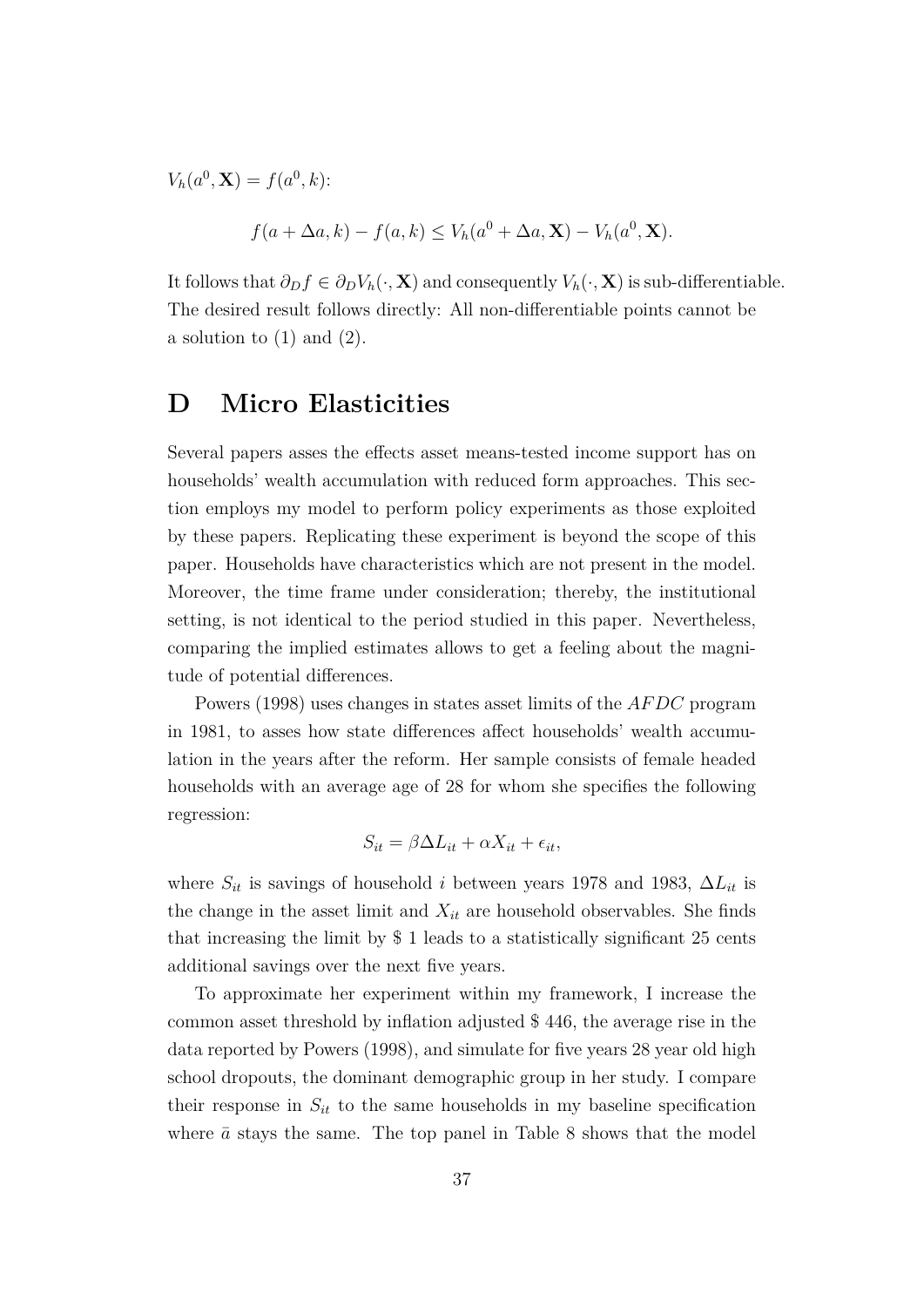$V_h(a^0, \mathbf{X}) = f(a^0, k)$:

$$f(a + \Delta a, k) - f(a, k) \leq V_h(a^0 + \Delta a, \mathbf{X}) - V_h(a^0, \mathbf{X}).$$

It follows that $\partial_D f \in \partial_D V_h(\cdot, \mathbf{X})$ and consequently $V_h(\cdot, \mathbf{X})$ is sub-differentiable. The desired result follows directly: All non-differentiable points cannot be a solution to (1) and (2).

# D Micro Elasticities

Several papers asses the effects asset means-tested income support has on households' wealth accumulation with reduced form approaches. This section employs my model to perform policy experiments as those exploited by these papers. Replicating these experiment is beyond the scope of this paper. Households have characteristics which are not present in the model. Moreover, the time frame under consideration; thereby, the institutional setting, is not identical to the period studied in this paper. Nevertheless, comparing the implied estimates allows to get a feeling about the magnitude of potential differences.

Powers (1998) uses changes in states asset limits of the *AFDC* program in 1981, to asses how state differences affect households' wealth accumulation in the years after the reform. Her sample consists of female headed households with an average age of 28 for whom she specifies the following regression:

$$S_{it} = \beta \Delta L_{it} + \alpha X_{it} + \epsilon_{it},$$

where $S_{it}$ is savings of household $i$ between years 1978 and 1983, $\Delta L_{it}$ is the change in the asset limit and $X_{it}$ are household observables. She finds that increasing the limit by \$ 1 leads to a statistically significant 25 cents additional savings over the next five years.

To approximate her experiment within my framework, I increase the common asset threshold by inflation adjusted \$ 446, the average rise in the data reported by Powers (1998), and simulate for five years 28 year old high school dropouts, the dominant demographic group in her study. I compare their response in $S_{it}$ to the same households in my baseline specification where $\bar{a}$ stays the same. The top panel in Table 8 shows that the model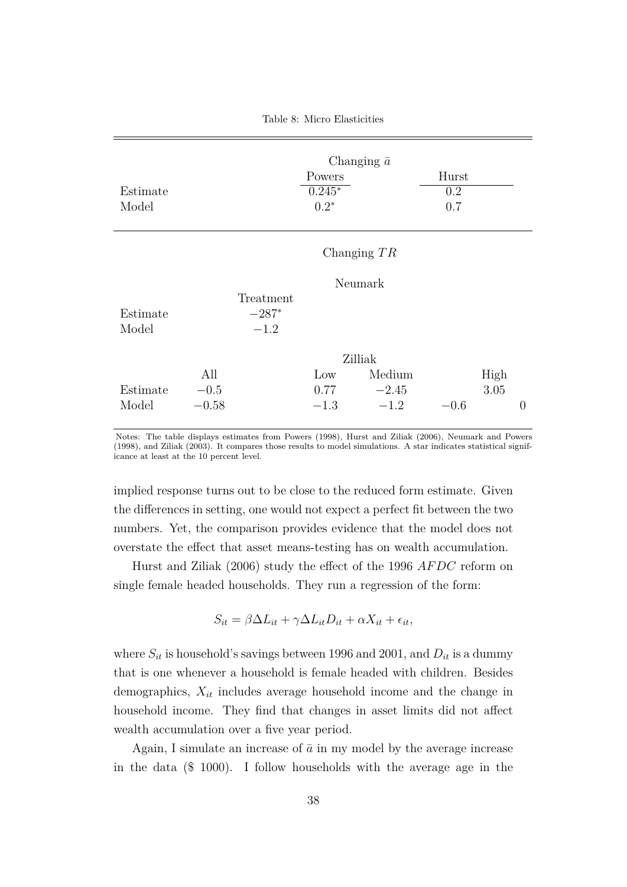Table 8: Micro Elasticities

| | | | Changing $\bar{a}$ | | | | |
|---|---|---|---|---|---|---|---|
| | | | Powers | | Hurst | | |
| Estimate | | | $0.245^{*}$ | | 0.2 | | |
| Model | | | $0.2^{*}$ | | 0.7 | | |
| | | | Changing $TR$ | | | | |
| | | | Neumark | | | | |
| | | Treatment | | | | | |
| Estimate | | $-287^{*}$ | | | | | |
| Model | | $-1.2$ | | | | | |
| | | | Zilliak | | | | |
| | All | | Low | Medium | | High | |
| Estimate | $-0.5$ | | 0.77 | $-2.45$ | | 3.05 | |
| Model | $-0.58$ | | $-1.3$ | $-1.2$ | $-0.6$ | | 0 |

Notes: The table displays estimates from Powers (1998), Hurst and Ziliak (2006), Neumark and Powers (1998), and Ziliak (2003). It compares those results to model simulations. A star indicates statistical significance at least at the 10 percent level.

implied response turns out to be close to the reduced form estimate. Given the differences in setting, one would not expect a perfect fit between the two numbers. Yet, the comparison provides evidence that the model does not overstate the effect that asset means-testing has on wealth accumulation.

Hurst and Ziliak (2006) study the effect of the 1996 *AFDC* reform on single female headed households. They run a regression of the form:

$$S_{it} = \beta \Delta L_{it} + \gamma \Delta L_{it} D_{it} + \alpha X_{it} + \epsilon_{it},$$

where $S_{it}$ is household's savings between 1996 and 2001, and $D_{it}$ is a dummy that is one whenever a household is female headed with children. Besides demographics, $X_{it}$ includes average household income and the change in household income. They find that changes in asset limits did not affect wealth accumulation over a five year period.

Again, I simulate an increase of $\bar{a}$ in my model by the average increase in the data (\$ 1000). I follow households with the average age in the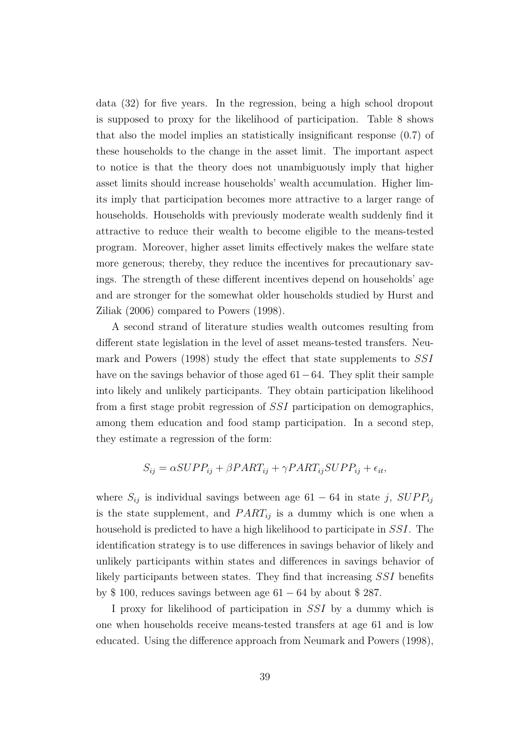data (32) for five years. In the regression, being a high school dropout is supposed to proxy for the likelihood of participation. Table 8 shows that also the model implies an statistically insignificant response (0.7) of these households to the change in the asset limit. The important aspect to notice is that the theory does not unambiguously imply that higher asset limits should increase households' wealth accumulation. Higher limits imply that participation becomes more attractive to a larger range of households. Households with previously moderate wealth suddenly find it attractive to reduce their wealth to become eligible to the means-tested program. Moreover, higher asset limits effectively makes the welfare state more generous; thereby, they reduce the incentives for precautionary savings. The strength of these different incentives depend on households' age and are stronger for the somewhat older households studied by Hurst and Ziliak (2006) compared to Powers (1998).

A second strand of literature studies wealth outcomes resulting from different state legislation in the level of asset means-tested transfers. Neumark and Powers (1998) study the effect that state supplements to $SSI$ have on the savings behavior of those aged $61-64$. They split their sample into likely and unlikely participants. They obtain participation likelihood from a first stage probit regression of $SSI$ participation on demographics, among them education and food stamp participation. In a second step, they estimate a regression of the form:

$$S_{ij} = \alpha SUPP_{ij} + \beta PART_{ij} + \gamma PART_{ij} SUPP_{ij} + \epsilon_{it},$$

where $S_{ij}$ is individual savings between age $61-64$ in state $j$, $SUPP_{ij}$ is the state supplement, and $PART_{ij}$ is a dummy which is one when a household is predicted to have a high likelihood to participate in $SSI$. The identification strategy is to use differences in savings behavior of likely and unlikely participants within states and differences in savings behavior of likely participants between states. They find that increasing $SSI$ benefits by \$ 100, reduces savings between age $61-64$ by about \$ 287.

I proxy for likelihood of participation in $SSI$ by a dummy which is one when households receive means-tested transfers at age 61 and is low educated. Using the difference approach from Neumark and Powers (1998),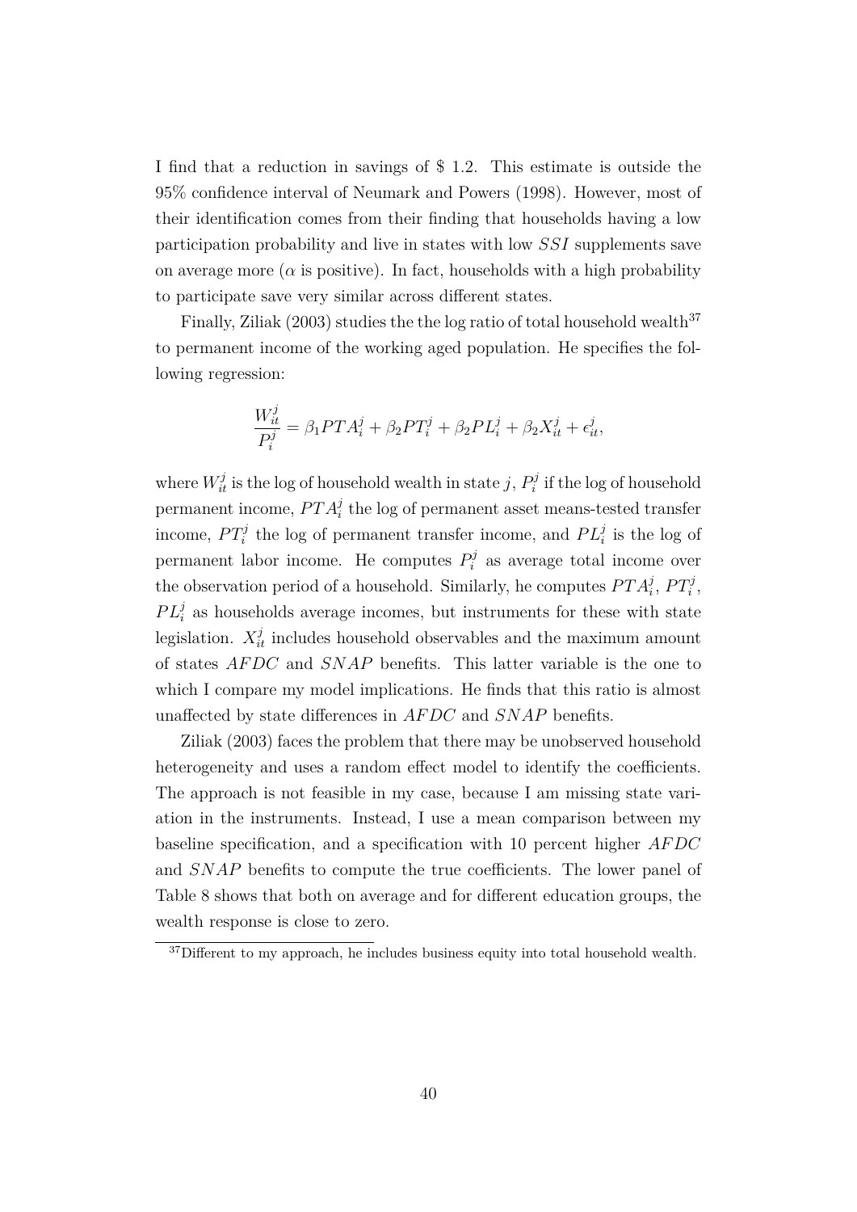I find that a reduction in savings of \$ 1.2. This estimate is outside the 95% confidence interval of Neumark and Powers (1998). However, most of their identification comes from their finding that households having a low participation probability and live in states with low $SSI$ supplements save on average more ($\alpha$ is positive). In fact, households with a high probability to participate save very similar across different states.

Finally, Ziliak (2003) studies the the log ratio of total household wealth[37] to permanent income of the working aged population. He specifies the following regression:

$$\frac{W_{it}^{j}}{P_{i}^{j}} = \beta_1 PTA_{i}^{j} + \beta_2 PT_{i}^{j} + \beta_2 PL_{i}^{j} + \beta_2 X_{it}^{j} + \epsilon_{it}^{j},$$

where $W_{it}^{j}$ is the log of household wealth in state $j$, $P_{i}^{j}$ if the log of household permanent income, $PTA_{i}^{j}$ the log of permanent asset means-tested transfer income, $PT_{i}^{j}$ the log of permanent transfer income, and $PL_{i}^{j}$ is the log of permanent labor income. He computes $P_{i}^{j}$ as average total income over the observation period of a household. Similarly, he computes $PTA_{i}^{j}$, $PT_{i}^{j}$, $PL_{i}^{j}$ as households average incomes, but instruments for these with state legislation. $X_{it}^{j}$ includes household observables and the maximum amount of states $AFDC$ and $SNAP$ benefits. This latter variable is the one to which I compare my model implications. He finds that this ratio is almost unaffected by state differences in $AFDC$ and $SNAP$ benefits.

Ziliak (2003) faces the problem that there may be unobserved household heterogeneity and uses a random effect model to identify the coefficients. The approach is not feasible in my case, because I am missing state variation in the instruments. Instead, I use a mean comparison between my baseline specification, and a specification with 10 percent higher $AFDC$ and $SNAP$ benefits to compute the true coefficients. The lower panel of Table 8 shows that both on average and for different education groups, the wealth response is close to zero.

[37] Different to my approach, he includes business equity into total household wealth.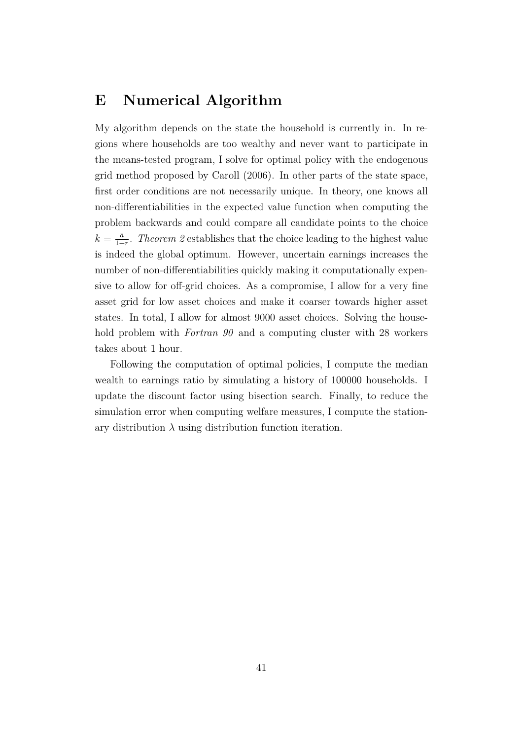# E Numerical Algorithm

My algorithm depends on the state the household is currently in. In regions where households are too wealthy and never want to participate in the means-tested program, I solve for optimal policy with the endogenous grid method proposed by Caroll (2006). In other parts of the state space, first order conditions are not necessarily unique. In theory, one knows all non-differentiabilities in the expected value function when computing the problem backwards and could compare all candidate points to the choice $k = \frac{\bar{a}}{1+r}$. *Theorem 2* establishes that the choice leading to the highest value is indeed the global optimum. However, uncertain earnings increases the number of non-differentiabilities quickly making it computationally expensive to allow for off-grid choices. As a compromise, I allow for a very fine asset grid for low asset choices and make it coarser towards higher asset states. In total, I allow for almost 9000 asset choices. Solving the household problem with *Fortran 90* and a computing cluster with 28 workers takes about 1 hour.

Following the computation of optimal policies, I compute the median wealth to earnings ratio by simulating a history of 100000 households. I update the discount factor using bisection search. Finally, to reduce the simulation error when computing welfare measures, I compute the stationary distribution $\lambda$ using distribution function iteration.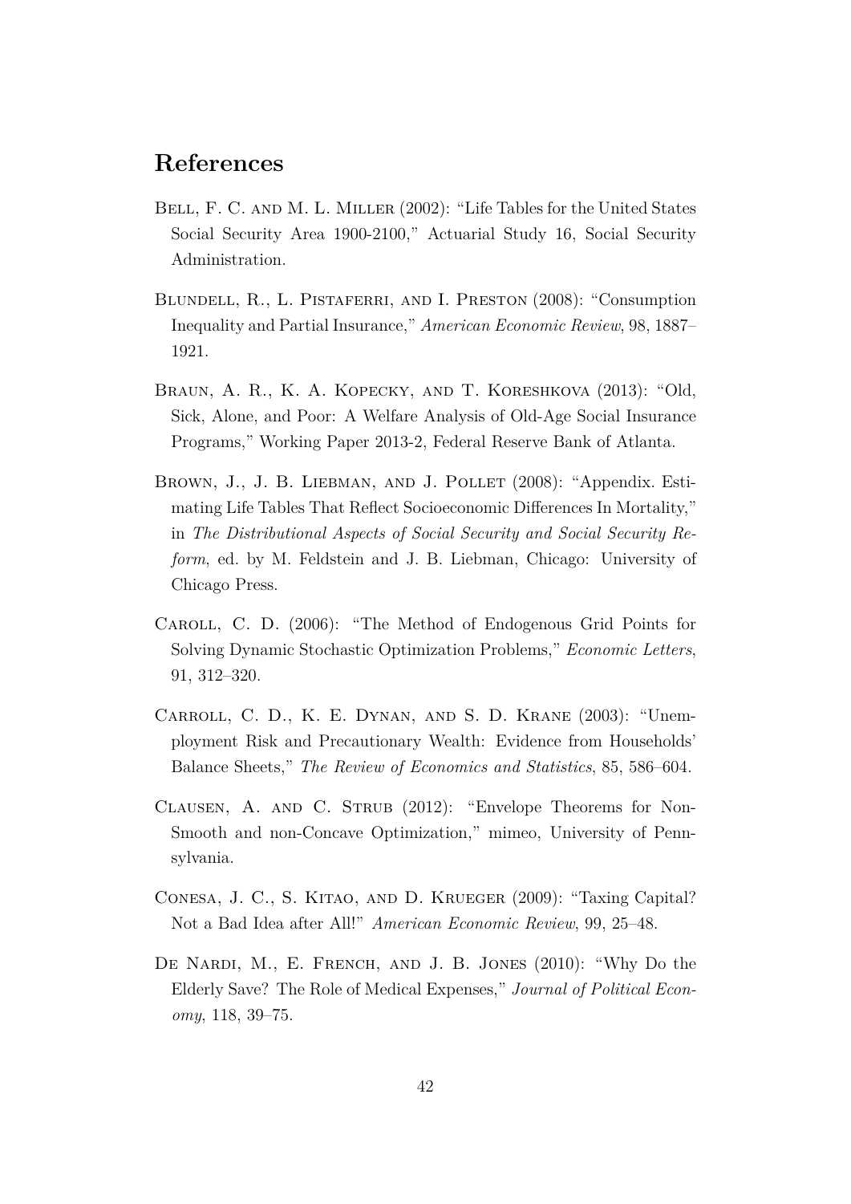# References

Bell, F. C. and M. L. Miller (2002): "Life Tables for the United States Social Security Area 1900-2100," Actuarial Study 16, Social Security Administration.

Blundell, R., L. Pistaferri, and I. Preston (2008): "Consumption Inequality and Partial Insurance," *American Economic Review*, 98, 1887–1921.

Braun, A. R., K. A. Kopecky, and T. Koreshkova (2013): "Old, Sick, Alone, and Poor: A Welfare Analysis of Old-Age Social Insurance Programs," Working Paper 2013-2, Federal Reserve Bank of Atlanta.

Brown, J., J. B. Liebman, and J. Pollet (2008): "Appendix. Estimating Life Tables That Reflect Socioeconomic Differences In Mortality," in *The Distributional Aspects of Social Security and Social Security Reform*, ed. by M. Feldstein and J. B. Liebman, Chicago: University of Chicago Press.

Caroll, C. D. (2006): "The Method of Endogenous Grid Points for Solving Dynamic Stochastic Optimization Problems," *Economic Letters*, 91, 312–320.

Carroll, C. D., K. E. Dynan, and S. D. Krane (2003): "Unemployment Risk and Precautionary Wealth: Evidence from Households' Balance Sheets," *The Review of Economics and Statistics*, 85, 586–604.

Clausen, A. and C. Strub (2012): "Envelope Theorems for Non-Smooth and non-Concave Optimization," mimeo, University of Pennsylvania.

Conesa, J. C., S. Kitao, and D. Krueger (2009): "Taxing Capital? Not a Bad Idea after All!" *American Economic Review*, 99, 25–48.

De Nardi, M., E. French, and J. B. Jones (2010): "Why Do the Elderly Save? The Role of Medical Expenses," *Journal of Political Economy*, 118, 39–75.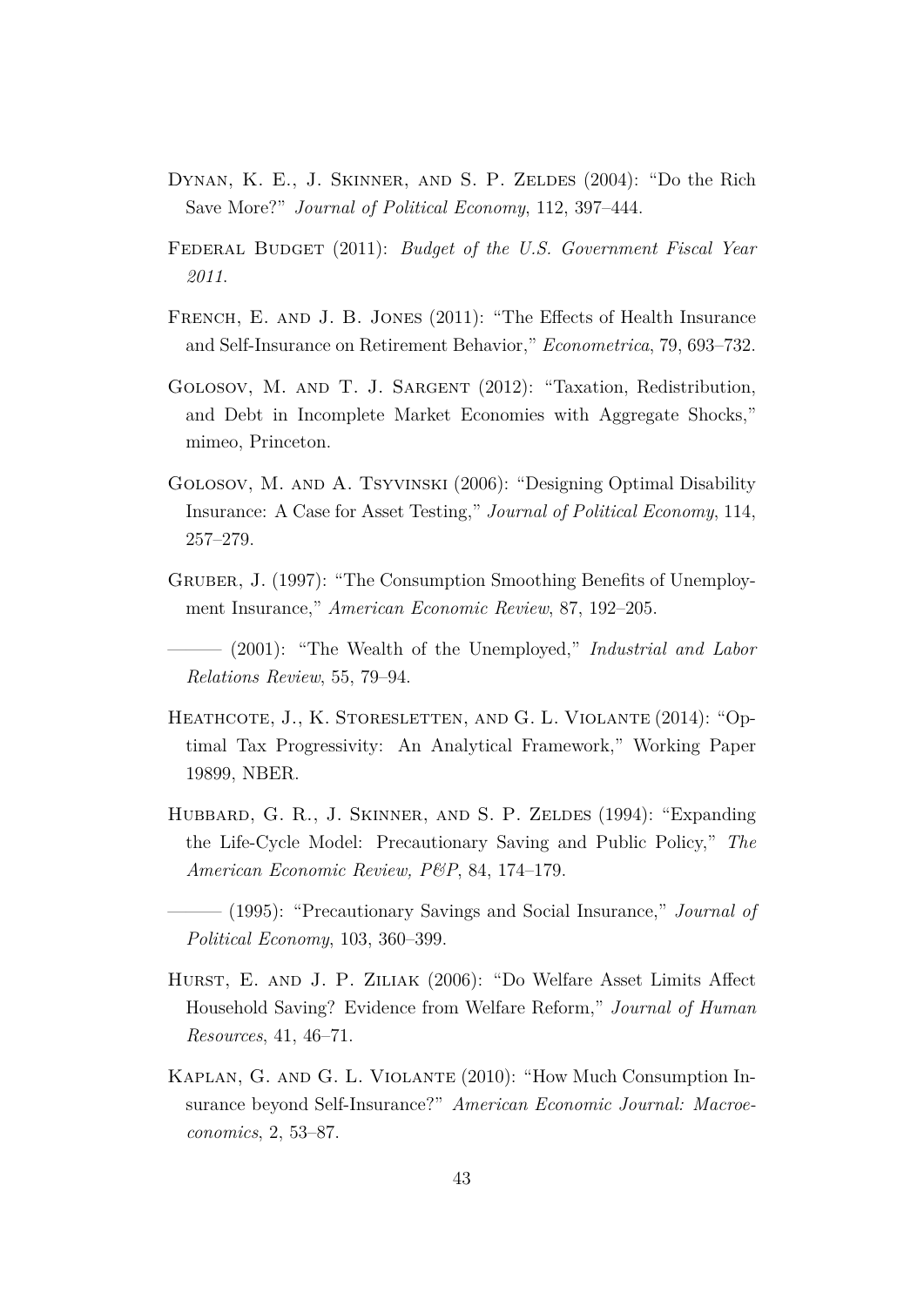Dynan, K. E., J. Skinner, and S. P. Zeldes (2004): "Do the Rich Save More?" *Journal of Political Economy*, 112, 397–444.

Federal Budget (2011): *Budget of the U.S. Government Fiscal Year 2011*.

French, E. and J. B. Jones (2011): "The Effects of Health Insurance and Self-Insurance on Retirement Behavior," *Econometrica*, 79, 693–732.

Golosov, M. and T. J. Sargent (2012): "Taxation, Redistribution, and Debt in Incomplete Market Economies with Aggregate Shocks," mimeo, Princeton.

Golosov, M. and A. Tsyvinski (2006): "Designing Optimal Disability Insurance: A Case for Asset Testing," *Journal of Political Economy*, 114, 257–279.

Gruber, J. (1997): "The Consumption Smoothing Benefits of Unemployment Insurance," *American Economic Review*, 87, 192–205.

——— (2001): "The Wealth of the Unemployed," *Industrial and Labor Relations Review*, 55, 79–94.

Heathcote, J., K. Storesletten, and G. L. Violante (2014): "Optimal Tax Progressivity: An Analytical Framework," Working Paper 19899, NBER.

Hubbard, G. R., J. Skinner, and S. P. Zeldes (1994): "Expanding the Life-Cycle Model: Precautionary Saving and Public Policy," *The American Economic Review, P&P*, 84, 174–179.

——— (1995): "Precautionary Savings and Social Insurance," *Journal of Political Economy*, 103, 360–399.

Hurst, E. and J. P. Ziliak (2006): "Do Welfare Asset Limits Affect Household Saving? Evidence from Welfare Reform," *Journal of Human Resources*, 41, 46–71.

Kaplan, G. and G. L. Violante (2010): "How Much Consumption Insurance beyond Self-Insurance?" *American Economic Journal: Macroeconomics*, 2, 53–87.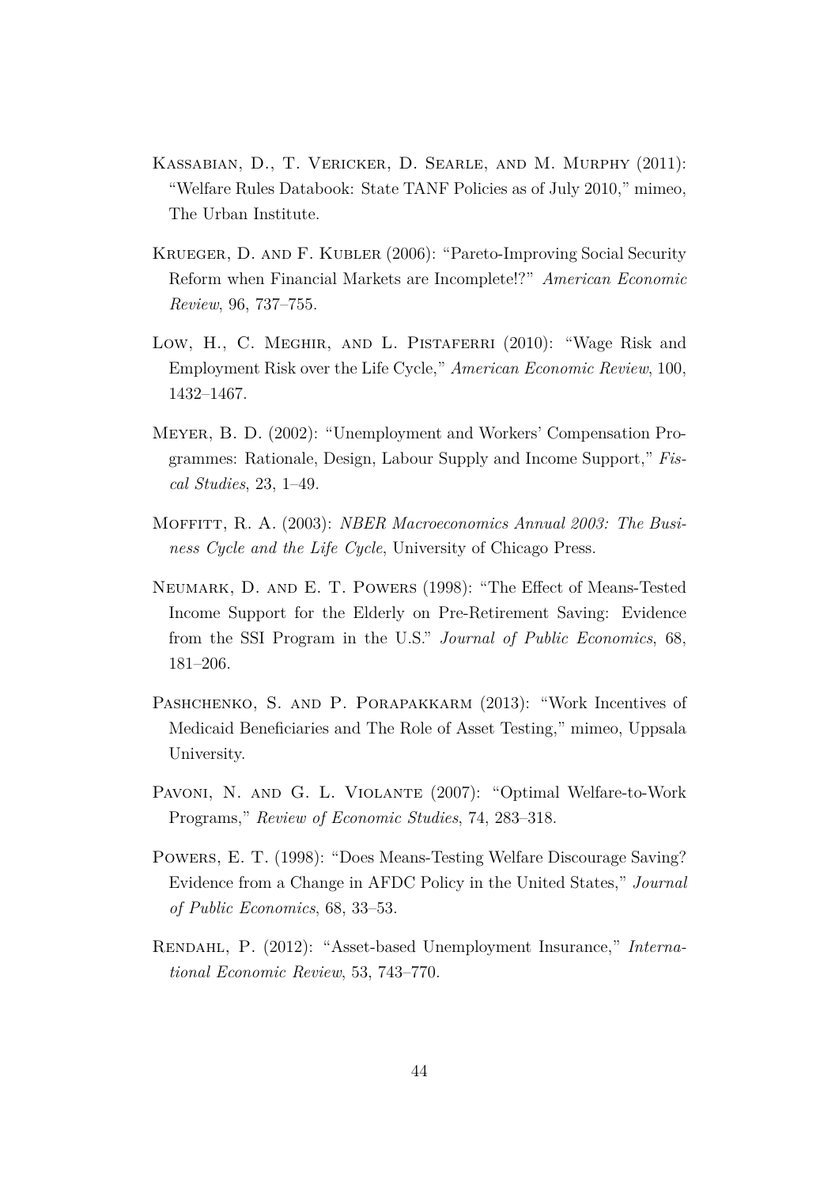Kassabian, D., T. Vericker, D. Searle, and M. Murphy (2011): "Welfare Rules Databook: State TANF Policies as of July 2010," mimeo, The Urban Institute.

Krueger, D. and F. Kubler (2006): "Pareto-Improving Social Security Reform when Financial Markets are Incomplete!?" *American Economic Review*, 96, 737–755.

Low, H., C. Meghir, and L. Pistaferri (2010): "Wage Risk and Employment Risk over the Life Cycle," *American Economic Review*, 100, 1432–1467.

Meyer, B. D. (2002): "Unemployment and Workers' Compensation Programmes: Rationale, Design, Labour Supply and Income Support," *Fiscal Studies*, 23, 1–49.

Moffitt, R. A. (2003): *NBER Macroeconomics Annual 2003: The Business Cycle and the Life Cycle*, University of Chicago Press.

Neumark, D. and E. T. Powers (1998): "The Effect of Means-Tested Income Support for the Elderly on Pre-Retirement Saving: Evidence from the SSI Program in the U.S." *Journal of Public Economics*, 68, 181–206.

Pashchenko, S. and P. Porapakkarm (2013): "Work Incentives of Medicaid Beneficiaries and The Role of Asset Testing," mimeo, Uppsala University.

Pavoni, N. and G. L. Violante (2007): "Optimal Welfare-to-Work Programs," *Review of Economic Studies*, 74, 283–318.

Powers, E. T. (1998): "Does Means-Testing Welfare Discourage Saving? Evidence from a Change in AFDC Policy in the United States," *Journal of Public Economics*, 68, 33–53.

Rendahl, P. (2012): "Asset-based Unemployment Insurance," *International Economic Review*, 53, 743–770.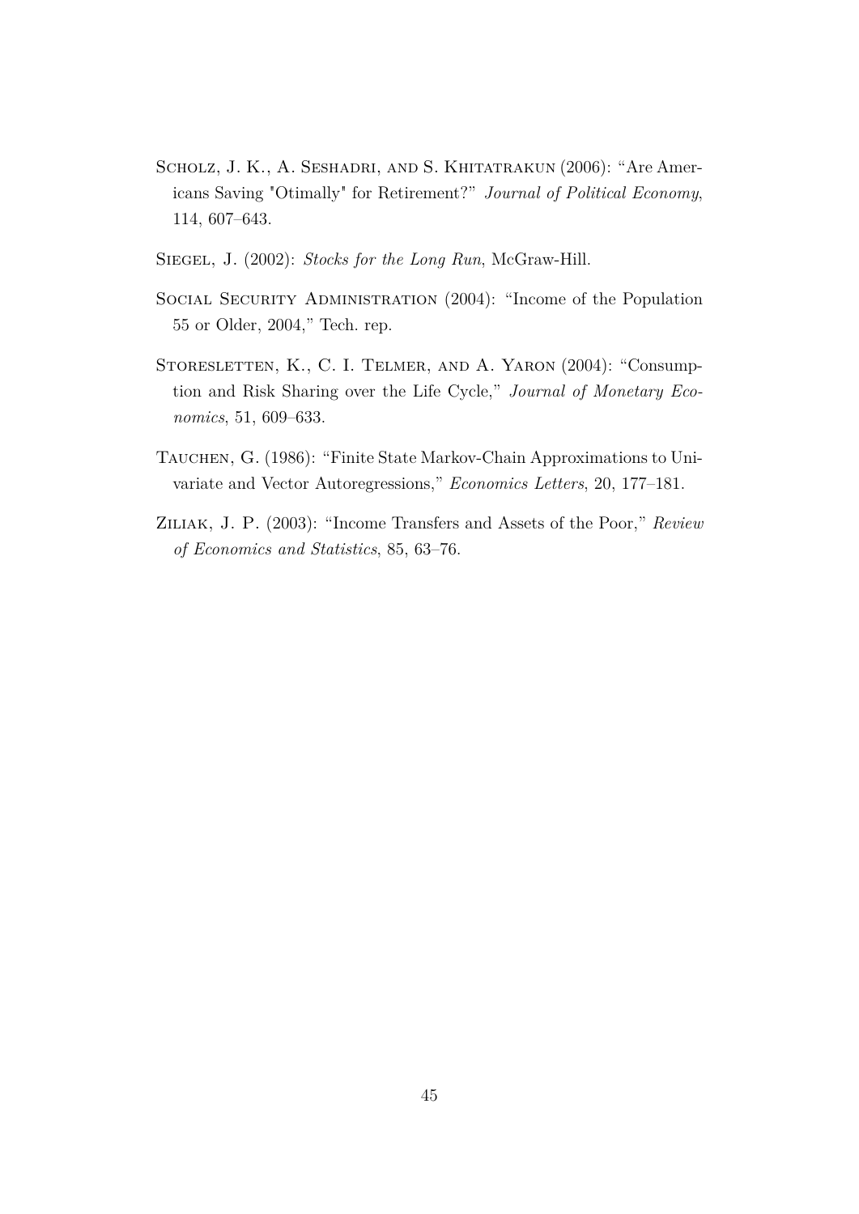Scholz, J. K., A. Seshadri, and S. Khitatrakun (2006): "Are Americans Saving "Otimally" for Retirement?" *Journal of Political Economy*, 114, 607–643.

Siegel, J. (2002): *Stocks for the Long Run*, McGraw-Hill.

Social Security Administration (2004): "Income of the Population 55 or Older, 2004," Tech. rep.

Storesletten, K., C. I. Telmer, and A. Yaron (2004): "Consumption and Risk Sharing over the Life Cycle," *Journal of Monetary Economics*, 51, 609–633.

Tauchen, G. (1986): "Finite State Markov-Chain Approximations to Univariate and Vector Autoregressions," *Economics Letters*, 20, 177–181.

Ziliak, J. P. (2003): "Income Transfers and Assets of the Poor," *Review of Economics and Statistics*, 85, 63–76.